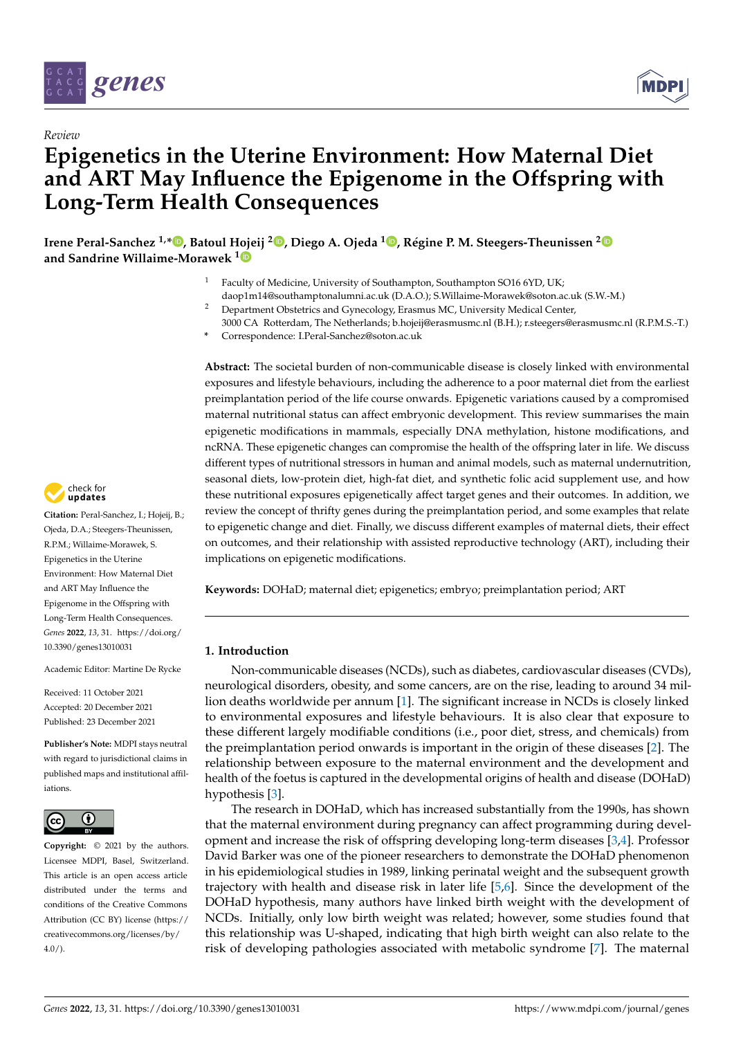Review

# Epigenetics in the Uterine Environment: How Maternal Diet and ART May Influence the Epigenome in the Offspring with Long-Term Health Consequences

**Irene Peral-Sanchez [1,*], Batoul Hojeij [2], Diego A. Ojeda [1], Régine P. M. Steegers-Theunissen [2] and Sandrine Willaime-Morawek [1]**

[1] Faculty of Medicine, University of Southampton, Southampton SO16 6YD, UK; daop1m14@southamptonalumni.ac.uk (D.A.O.); S.Willaime-Morawek@soton.ac.uk (S.W.-M.)

[2] Department Obstetrics and Gynecology, Erasmus MC, University Medical Center, 3000 CA Rotterdam, The Netherlands; b.hojeij@erasmusmc.nl (B.H.); r.steegers@erasmusmc.nl (R.P.M.S.-T.)

* Correspondence: I.Peral-Sanchez@soton.ac.uk

**Citation:** Peral-Sanchez, I.; Hojeij, B.; Ojeda, D.A.; Steegers-Theunissen, R.P.M.; Willaime-Morawek, S. Epigenetics in the Uterine Environment: How Maternal Diet and ART May Influence the Epigenome in the Offspring with Long-Term Health Consequences. *Genes* **2022**, *13*, 31. https://doi.org/10.3390/genes13010031

Academic Editor: Martine De Rycke

Received: 11 October 2021
Accepted: 20 December 2021
Published: 23 December 2021

**Publisher's Note:** MDPI stays neutral with regard to jurisdictional claims in published maps and institutional affiliations.

**Copyright:** © 2021 by the authors. Licensee MDPI, Basel, Switzerland. This article is an open access article distributed under the terms and conditions of the Creative Commons Attribution (CC BY) license (https://creativecommons.org/licenses/by/4.0/).

**Abstract:** The societal burden of non-communicable disease is closely linked with environmental exposures and lifestyle behaviours, including the adherence to a poor maternal diet from the earliest preimplantation period of the life course onwards. Epigenetic variations caused by a compromised maternal nutritional status can affect embryonic development. This review summarises the main epigenetic modifications in mammals, especially DNA methylation, histone modifications, and ncRNA. These epigenetic changes can compromise the health of the offspring later in life. We discuss different types of nutritional stressors in human and animal models, such as maternal undernutrition, seasonal diets, low-protein diet, high-fat diet, and synthetic folic acid supplement use, and how these nutritional exposures epigenetically affect target genes and their outcomes. In addition, we review the concept of thrifty genes during the preimplantation period, and some examples that relate to epigenetic change and diet. Finally, we discuss different examples of maternal diets, their effect on outcomes, and their relationship with assisted reproductive technology (ART), including their implications on epigenetic modifications.

**Keywords:** DOHaD; maternal diet; epigenetics; embryo; preimplantation period; ART

## 1. Introduction

Non-communicable diseases (NCDs), such as diabetes, cardiovascular diseases (CVDs), neurological disorders, obesity, and some cancers, are on the rise, leading to around 34 million deaths worldwide per annum [1]. The significant increase in NCDs is closely linked to environmental exposures and lifestyle behaviours. It is also clear that exposure to these different largely modifiable conditions (i.e., poor diet, stress, and chemicals) from the preimplantation period onwards is important in the origin of these diseases [2]. The relationship between exposure to the maternal environment and the development and health of the foetus is captured in the developmental origins of health and disease (DOHaD) hypothesis [3].

The research in DOHaD, which has increased substantially from the 1990s, has shown that the maternal environment during pregnancy can affect programming during development and increase the risk of offspring developing long-term diseases [3,4]. Professor David Barker was one of the pioneer researchers to demonstrate the DOHaD phenomenon in his epidemiological studies in 1989, linking perinatal weight and the subsequent growth trajectory with health and disease risk in later life [5,6]. Since the development of the DOHaD hypothesis, many authors have linked birth weight with the development of NCDs. Initially, only low birth weight was related; however, some studies found that this relationship was U-shaped, indicating that high birth weight can also relate to the risk of developing pathologies associated with metabolic syndrome [7]. The maternal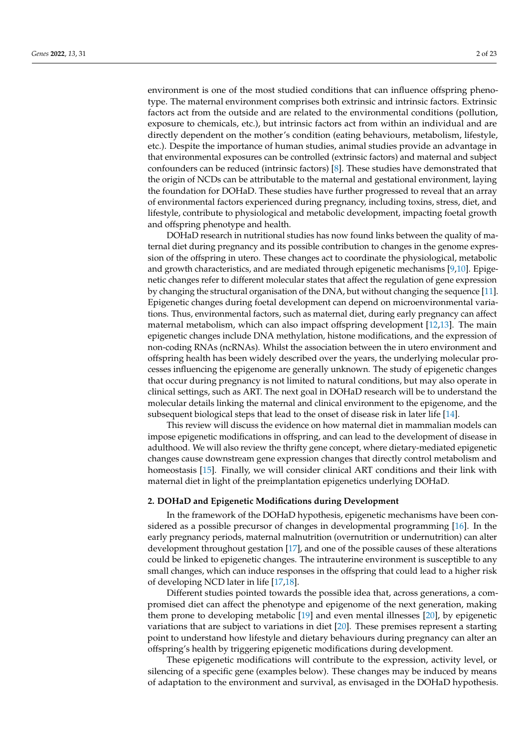environment is one of the most studied conditions that can influence offspring phenotype. The maternal environment comprises both extrinsic and intrinsic factors. Extrinsic factors act from the outside and are related to the environmental conditions (pollution, exposure to chemicals, etc.), but intrinsic factors act from within an individual and are directly dependent on the mother's condition (eating behaviours, metabolism, lifestyle, etc.). Despite the importance of human studies, animal studies provide an advantage in that environmental exposures can be controlled (extrinsic factors) and maternal and subject confounders can be reduced (intrinsic factors) [8]. These studies have demonstrated that the origin of NCDs can be attributable to the maternal and gestational environment, laying the foundation for DOHaD. These studies have further progressed to reveal that an array of environmental factors experienced during pregnancy, including toxins, stress, diet, and lifestyle, contribute to physiological and metabolic development, impacting foetal growth and offspring phenotype and health.

DOHaD research in nutritional studies has now found links between the quality of maternal diet during pregnancy and its possible contribution to changes in the genome expression of the offspring in utero. These changes act to coordinate the physiological, metabolic and growth characteristics, and are mediated through epigenetic mechanisms [9,10]. Epigenetic changes refer to different molecular states that affect the regulation of gene expression by changing the structural organisation of the DNA, but without changing the sequence [11]. Epigenetic changes during foetal development can depend on microenvironmental variations. Thus, environmental factors, such as maternal diet, during early pregnancy can affect maternal metabolism, which can also impact offspring development [12,13]. The main epigenetic changes include DNA methylation, histone modifications, and the expression of non-coding RNAs (ncRNAs). Whilst the association between the in utero environment and offspring health has been widely described over the years, the underlying molecular processes influencing the epigenome are generally unknown. The study of epigenetic changes that occur during pregnancy is not limited to natural conditions, but may also operate in clinical settings, such as ART. The next goal in DOHaD research will be to understand the molecular details linking the maternal and clinical environment to the epigenome, and the subsequent biological steps that lead to the onset of disease risk in later life [14].

This review will discuss the evidence on how maternal diet in mammalian models can impose epigenetic modifications in offspring, and can lead to the development of disease in adulthood. We will also review the thrifty gene concept, where dietary-mediated epigenetic changes cause downstream gene expression changes that directly control metabolism and homeostasis [15]. Finally, we will consider clinical ART conditions and their link with maternal diet in light of the preimplantation epigenetics underlying DOHaD.

## 2. DOHaD and Epigenetic Modifications during Development

In the framework of the DOHaD hypothesis, epigenetic mechanisms have been considered as a possible precursor of changes in developmental programming [16]. In the early pregnancy periods, maternal malnutrition (overnutrition or undernutrition) can alter development throughout gestation [17], and one of the possible causes of these alterations could be linked to epigenetic changes. The intrauterine environment is susceptible to any small changes, which can induce responses in the offspring that could lead to a higher risk of developing NCD later in life [17,18].

Different studies pointed towards the possible idea that, across generations, a compromised diet can affect the phenotype and epigenome of the next generation, making them prone to developing metabolic [19] and even mental illnesses [20], by epigenetic variations that are subject to variations in diet [20]. These premises represent a starting point to understand how lifestyle and dietary behaviours during pregnancy can alter an offspring's health by triggering epigenetic modifications during development.

These epigenetic modifications will contribute to the expression, activity level, or silencing of a specific gene (examples below). These changes may be induced by means of adaptation to the environment and survival, as envisaged in the DOHaD hypothesis.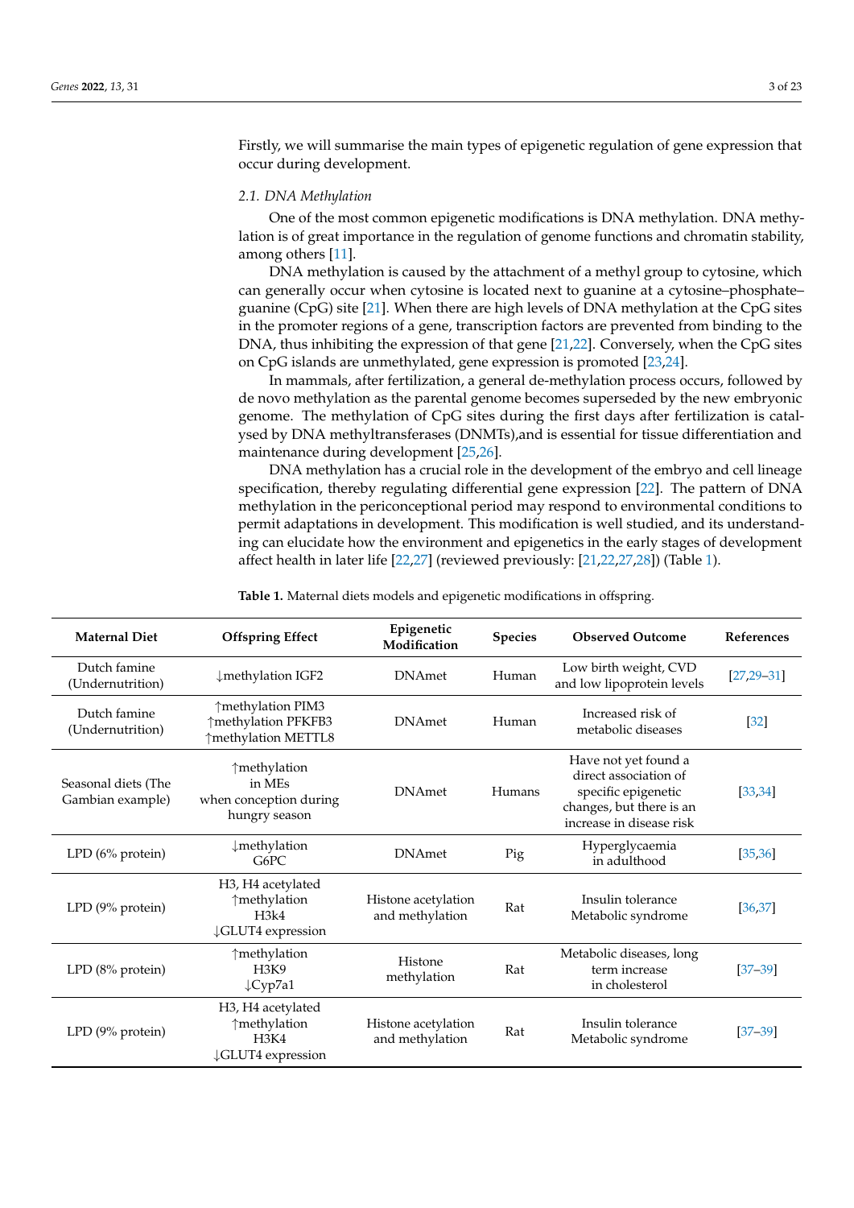Firstly, we will summarise the main types of epigenetic regulation of gene expression that occur during development.

### 2.1. DNA Methylation

One of the most common epigenetic modifications is DNA methylation. DNA methylation is of great importance in the regulation of genome functions and chromatin stability, among others [11].

DNA methylation is caused by the attachment of a methyl group to cytosine, which can generally occur when cytosine is located next to guanine at a cytosine–phosphate–guanine (CpG) site [21]. When there are high levels of DNA methylation at the CpG sites in the promoter regions of a gene, transcription factors are prevented from binding to the DNA, thus inhibiting the expression of that gene [21,22]. Conversely, when the CpG sites on CpG islands are unmethylated, gene expression is promoted [23,24].

In mammals, after fertilization, a general de-methylation process occurs, followed by de novo methylation as the parental genome becomes superseded by the new embryonic genome. The methylation of CpG sites during the first days after fertilization is catalysed by DNA methyltransferases (DNMTs),and is essential for tissue differentiation and maintenance during development [25,26].

DNA methylation has a crucial role in the development of the embryo and cell lineage specification, thereby regulating differential gene expression [22]. The pattern of DNA methylation in the periconceptional period may respond to environmental conditions to permit adaptations in development. This modification is well studied, and its understanding can elucidate how the environment and epigenetics in the early stages of development affect health in later life [22,27] (reviewed previously: [21,22,27,28]) (Table 1).

**Table 1.** Maternal diets models and epigenetic modifications in offspring.

| Maternal Diet | Offspring Effect | Epigenetic Modification | Species | Observed Outcome | References |
|---|---|---|---|---|---|
| Dutch famine (Undernutrition) | ↓methylation IGF2 | DNAmet | Human | Low birth weight, CVD and low lipoprotein levels | [27,29–31] |
| Dutch famine (Undernutrition) | ↑methylation PIM3 ↑methylation PFKFB3 ↑methylation METTL8 | DNAmet | Human | Increased risk of metabolic diseases | [32] |
| Seasonal diets (The Gambian example) | ↑methylation in MEs when conception during hungry season | DNAmet | Humans | Have not yet found a direct association of specific epigenetic changes, but there is an increase in disease risk | [33,34] |
| LPD (6% protein) | ↓methylation G6PC | DNAmet | Pig | Hyperglycaemia in adulthood | [35,36] |
| LPD (9% protein) | H3, H4 acetylated ↑methylation H3k4 ↓GLUT4 expression | Histone acetylation and methylation | Rat | Insulin tolerance Metabolic syndrome | [36,37] |
| LPD (8% protein) | ↑methylation H3K9 ↓Cyp7a1 | Histone methylation | Rat | Metabolic diseases, long term increase in cholesterol | [37–39] |
| LPD (9% protein) | H3, H4 acetylated ↑methylation H3K4 ↓GLUT4 expression | Histone acetylation and methylation | Rat | Insulin tolerance Metabolic syndrome | [37–39] |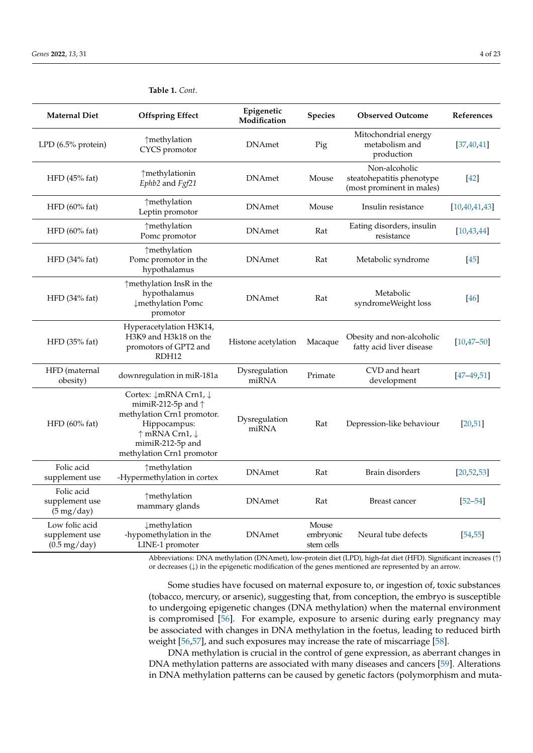**Table 1.** *Cont.*

| Maternal Diet | Offspring Effect | Epigenetic Modification | Species | Observed Outcome | References |
|---|---|---|---|---|---|
| LPD (6.5% protein) | ↑methylation CYCS promotor | DNAmet | Pig | Mitochondrial energy metabolism and production | [37,40,41] |
| HFD (45% fat) | ↑methylationin *Ephb2* and *Fgf21* | DNAmet | Mouse | Non-alcoholic steatohepatitis phenotype (most prominent in males) | [42] |
| HFD (60% fat) | ↑methylation Leptin promotor | DNAmet | Mouse | Insulin resistance | [10,40,41,43] |
| HFD (60% fat) | ↑methylation Pomc promotor | DNAmet | Rat | Eating disorders, insulin resistance | [10,43,44] |
| HFD (34% fat) | ↑methylation Pomc promotor in the hypothalamus | DNAmet | Rat | Metabolic syndrome | [45] |
| HFD (34% fat) | ↑methylation InsR in the hypothalamus ↓methylation Pomc promotor | DNAmet | Rat | Metabolic syndromeWeight loss | [46] |
| HFD (35% fat) | Hyperacetylation H3K14, H3K9 and H3k18 on the promotors of GPT2 and RDH12 | Histone acetylation | Macaque | Obesity and non-alcoholic fatty acid liver disease | [10,47–50] |
| HFD (maternal obesity) | downregulation in miR-181a | Dysregulation miRNA | Primate | CVD and heart development | [47–49,51] |
| HFD (60% fat) | Cortex: ↓mRNA Crn1, ↓ mimiR-212-5p and ↑ methylation Crn1 promotor. Hippocampus: ↑ mRNA Crn1, ↓ mimiR-212-5p and methylation Crn1 promotor | Dysregulation miRNA | Rat | Depression-like behaviour | [20,51] |
| Folic acid supplement use | ↑methylation -Hypermethylation in cortex | DNAmet | Rat | Brain disorders | [20,52,53] |
| Folic acid supplement use (5 mg/day) | ↑methylation mammary glands | DNAmet | Rat | Breast cancer | [52–54] |
| Low folic acid supplement use (0.5 mg/day) | ↓methylation -hypomethylation in the LINE-1 promoter | DNAmet | Mouse embryonic stem cells | Neural tube defects | [54,55] |

Abbreviations: DNA methylation (DNAmet), low-protein diet (LPD), high-fat diet (HFD). Significant increases (↑) or decreases (↓) in the epigenetic modification of the genes mentioned are represented by an arrow.

Some studies have focused on maternal exposure to, or ingestion of, toxic substances (tobacco, mercury, or arsenic), suggesting that, from conception, the embryo is susceptible to undergoing epigenetic changes (DNA methylation) when the maternal environment is compromised [56]. For example, exposure to arsenic during early pregnancy may be associated with changes in DNA methylation in the foetus, leading to reduced birth weight [56,57], and such exposures may increase the rate of miscarriage [58].

DNA methylation is crucial in the control of gene expression, as aberrant changes in DNA methylation patterns are associated with many diseases and cancers [59]. Alterations in DNA methylation patterns can be caused by genetic factors (polymorphism and muta-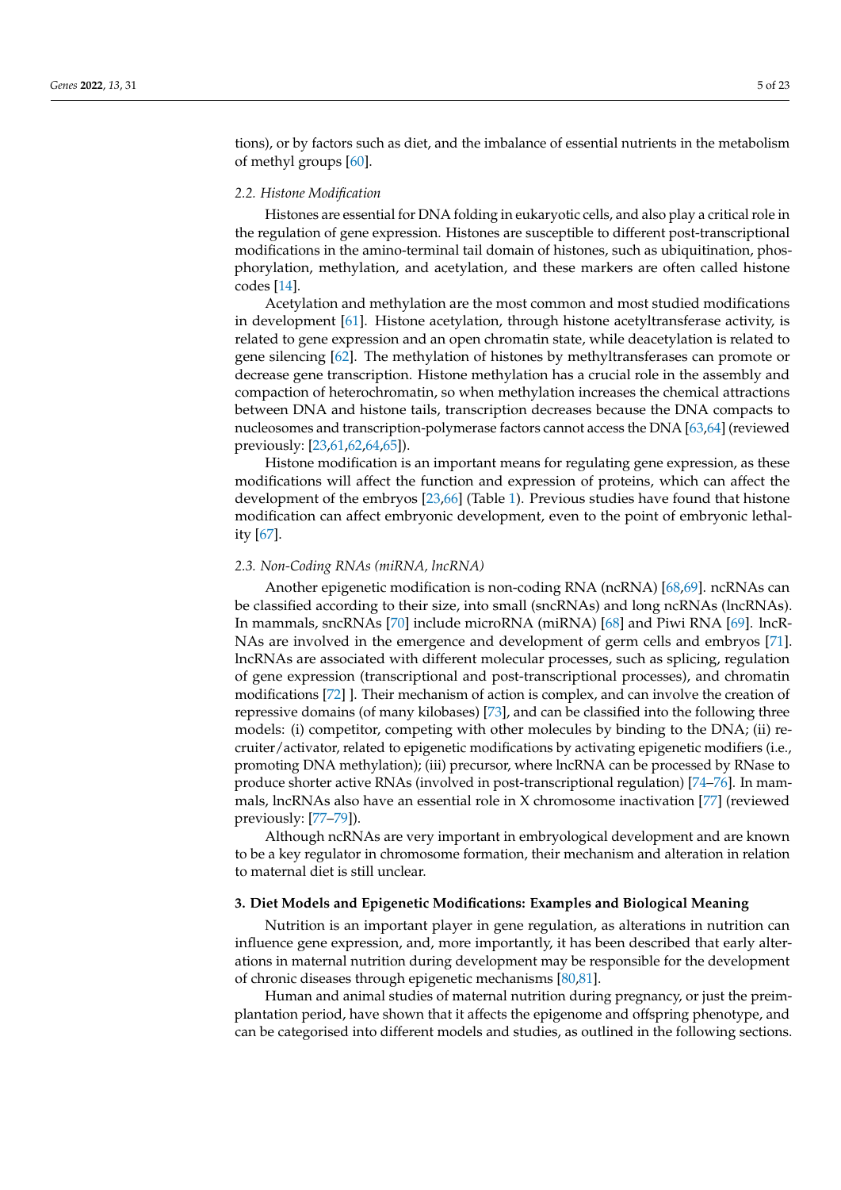tions), or by factors such as diet, and the imbalance of essential nutrients in the metabolism of methyl groups [60].

### 2.2. Histone Modification

Histones are essential for DNA folding in eukaryotic cells, and also play a critical role in the regulation of gene expression. Histones are susceptible to different post-transcriptional modifications in the amino-terminal tail domain of histones, such as ubiquitination, phosphorylation, methylation, and acetylation, and these markers are often called histone codes [14].

Acetylation and methylation are the most common and most studied modifications in development [61]. Histone acetylation, through histone acetyltransferase activity, is related to gene expression and an open chromatin state, while deacetylation is related to gene silencing [62]. The methylation of histones by methyltransferases can promote or decrease gene transcription. Histone methylation has a crucial role in the assembly and compaction of heterochromatin, so when methylation increases the chemical attractions between DNA and histone tails, transcription decreases because the DNA compacts to nucleosomes and transcription-polymerase factors cannot access the DNA [63,64] (reviewed previously: [23,61,62,64,65]).

Histone modification is an important means for regulating gene expression, as these modifications will affect the function and expression of proteins, which can affect the development of the embryos [23,66] (Table 1). Previous studies have found that histone modification can affect embryonic development, even to the point of embryonic lethality [67].

### 2.3. Non-Coding RNAs (miRNA, lncRNA)

Another epigenetic modification is non-coding RNA (ncRNA) [68,69]. ncRNAs can be classified according to their size, into small (sncRNAs) and long ncRNAs (lncRNAs). In mammals, sncRNAs [70] include microRNA (miRNA) [68] and Piwi RNA [69]. lncRNAs are involved in the emergence and development of germ cells and embryos [71]. lncRNAs are associated with different molecular processes, such as splicing, regulation of gene expression (transcriptional and post-transcriptional processes), and chromatin modifications [72] ]. Their mechanism of action is complex, and can involve the creation of repressive domains (of many kilobases) [73], and can be classified into the following three models: (i) competitor, competing with other molecules by binding to the DNA; (ii) recruiter/activator, related to epigenetic modifications by activating epigenetic modifiers (i.e., promoting DNA methylation); (iii) precursor, where lncRNA can be processed by RNase to produce shorter active RNAs (involved in post-transcriptional regulation) [74–76]. In mammals, lncRNAs also have an essential role in X chromosome inactivation [77] (reviewed previously: [77–79]).

Although ncRNAs are very important in embryological development and are known to be a key regulator in chromosome formation, their mechanism and alteration in relation to maternal diet is still unclear.

## 3. Diet Models and Epigenetic Modifications: Examples and Biological Meaning

Nutrition is an important player in gene regulation, as alterations in nutrition can influence gene expression, and, more importantly, it has been described that early alterations in maternal nutrition during development may be responsible for the development of chronic diseases through epigenetic mechanisms [80,81].

Human and animal studies of maternal nutrition during pregnancy, or just the preimplantation period, have shown that it affects the epigenome and offspring phenotype, and can be categorised into different models and studies, as outlined in the following sections.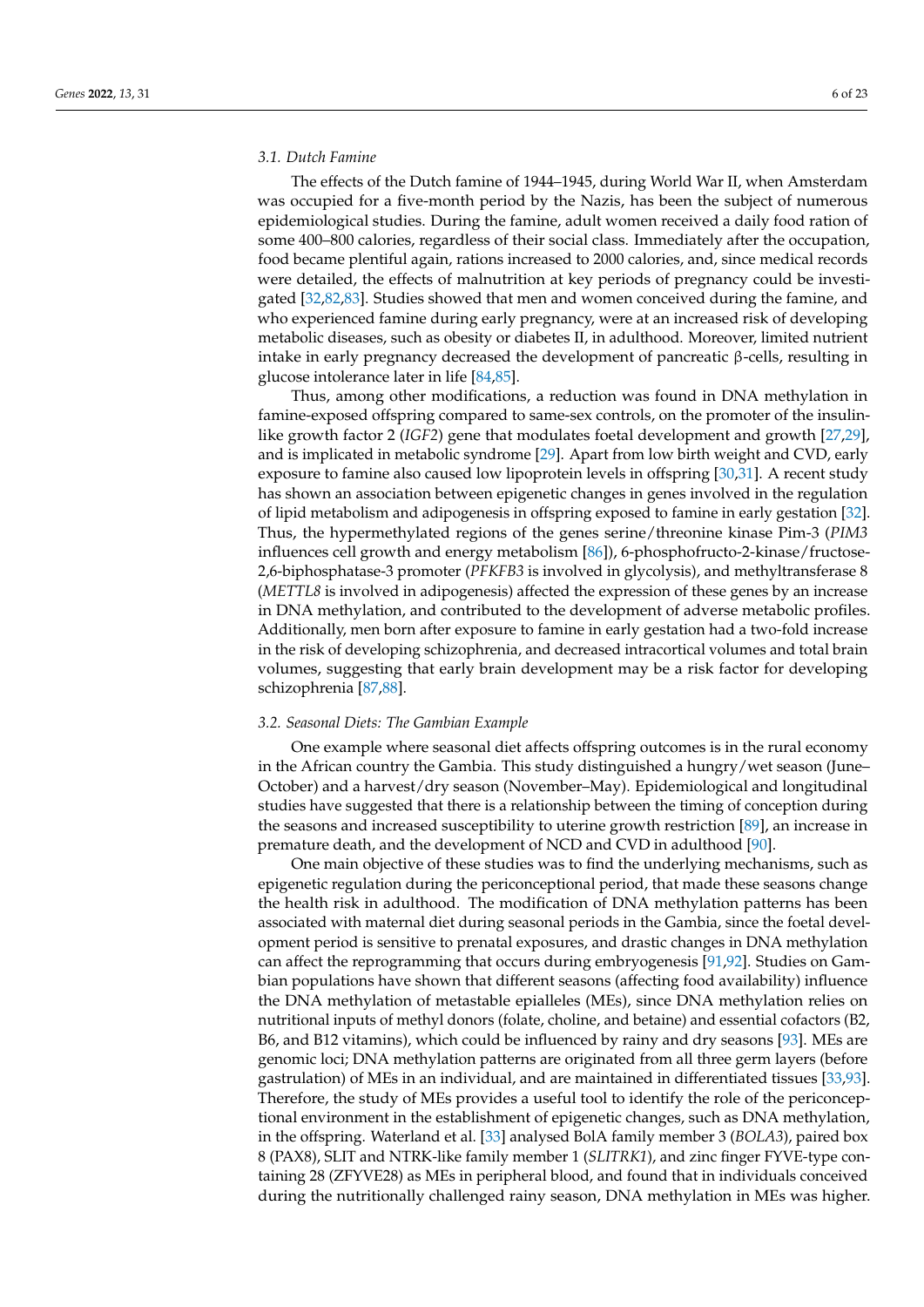### 3.1. Dutch Famine

The effects of the Dutch famine of 1944–1945, during World War II, when Amsterdam was occupied for a five-month period by the Nazis, has been the subject of numerous epidemiological studies. During the famine, adult women received a daily food ration of some 400–800 calories, regardless of their social class. Immediately after the occupation, food became plentiful again, rations increased to 2000 calories, and, since medical records were detailed, the effects of malnutrition at key periods of pregnancy could be investigated [32,82,83]. Studies showed that men and women conceived during the famine, and who experienced famine during early pregnancy, were at an increased risk of developing metabolic diseases, such as obesity or diabetes II, in adulthood. Moreover, limited nutrient intake in early pregnancy decreased the development of pancreatic β-cells, resulting in glucose intolerance later in life [84,85].

Thus, among other modifications, a reduction was found in DNA methylation in famine-exposed offspring compared to same-sex controls, on the promoter of the insulin-like growth factor 2 (*IGF2*) gene that modulates foetal development and growth [27,29], and is implicated in metabolic syndrome [29]. Apart from low birth weight and CVD, early exposure to famine also caused low lipoprotein levels in offspring [30,31]. A recent study has shown an association between epigenetic changes in genes involved in the regulation of lipid metabolism and adipogenesis in offspring exposed to famine in early gestation [32]. Thus, the hypermethylated regions of the genes serine/threonine kinase Pim-3 (*PIM3* influences cell growth and energy metabolism [86]), 6-phosphofructo-2-kinase/fructose-2,6-biphosphatase-3 promoter (*PFKFB3* is involved in glycolysis), and methyltransferase 8 (*METTL8* is involved in adipogenesis) affected the expression of these genes by an increase in DNA methylation, and contributed to the development of adverse metabolic profiles. Additionally, men born after exposure to famine in early gestation had a two-fold increase in the risk of developing schizophrenia, and decreased intracortical volumes and total brain volumes, suggesting that early brain development may be a risk factor for developing schizophrenia [87,88].

### 3.2. Seasonal Diets: The Gambian Example

One example where seasonal diet affects offspring outcomes is in the rural economy in the African country the Gambia. This study distinguished a hungry/wet season (June–October) and a harvest/dry season (November–May). Epidemiological and longitudinal studies have suggested that there is a relationship between the timing of conception during the seasons and increased susceptibility to uterine growth restriction [89], an increase in premature death, and the development of NCD and CVD in adulthood [90].

One main objective of these studies was to find the underlying mechanisms, such as epigenetic regulation during the periconceptional period, that made these seasons change the health risk in adulthood. The modification of DNA methylation patterns has been associated with maternal diet during seasonal periods in the Gambia, since the foetal development period is sensitive to prenatal exposures, and drastic changes in DNA methylation can affect the reprogramming that occurs during embryogenesis [91,92]. Studies on Gambian populations have shown that different seasons (affecting food availability) influence the DNA methylation of metastable epialleles (MEs), since DNA methylation relies on nutritional inputs of methyl donors (folate, choline, and betaine) and essential cofactors (B2, B6, and B12 vitamins), which could be influenced by rainy and dry seasons [93]. MEs are genomic loci; DNA methylation patterns are originated from all three germ layers (before gastrulation) of MEs in an individual, and are maintained in differentiated tissues [33,93]. Therefore, the study of MEs provides a useful tool to identify the role of the periconceptional environment in the establishment of epigenetic changes, such as DNA methylation, in the offspring. Waterland et al. [33] analysed BolA family member 3 (*BOLA3*), paired box 8 (PAX8), SLIT and NTRK-like family member 1 (*SLITRK1*), and zinc finger FYVE-type containing 28 (ZFYVE28) as MEs in peripheral blood, and found that in individuals conceived during the nutritionally challenged rainy season, DNA methylation in MEs was higher.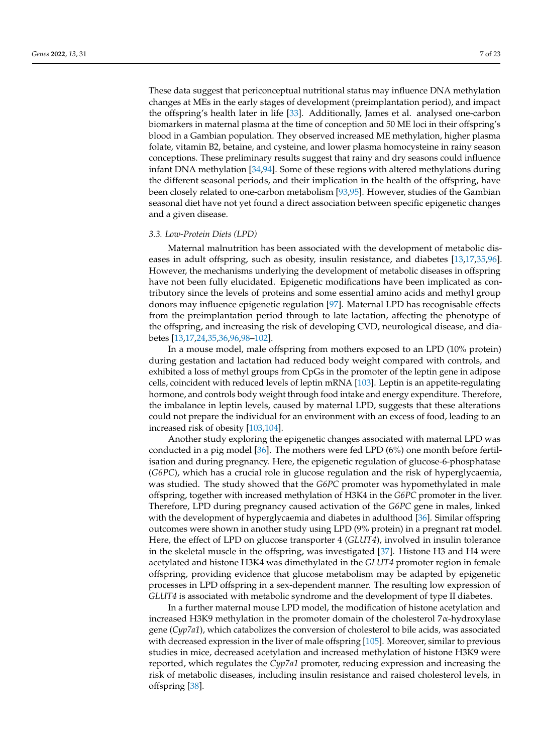These data suggest that periconceptual nutritional status may influence DNA methylation changes at MEs in the early stages of development (preimplantation period), and impact the offspring's health later in life [33]. Additionally, James et al. analysed one-carbon biomarkers in maternal plasma at the time of conception and 50 ME loci in their offspring's blood in a Gambian population. They observed increased ME methylation, higher plasma folate, vitamin B2, betaine, and cysteine, and lower plasma homocysteine in rainy season conceptions. These preliminary results suggest that rainy and dry seasons could influence infant DNA methylation [34,94]. Some of these regions with altered methylations during the different seasonal periods, and their implication in the health of the offspring, have been closely related to one-carbon metabolism [93,95]. However, studies of the Gambian seasonal diet have not yet found a direct association between specific epigenetic changes and a given disease.

### *3.3. Low-Protein Diets (LPD)*

Maternal malnutrition has been associated with the development of metabolic diseases in adult offspring, such as obesity, insulin resistance, and diabetes [13,17,35,96]. However, the mechanisms underlying the development of metabolic diseases in offspring have not been fully elucidated. Epigenetic modifications have been implicated as contributory since the levels of proteins and some essential amino acids and methyl group donors may influence epigenetic regulation [97]. Maternal LPD has recognisable effects from the preimplantation period through to late lactation, affecting the phenotype of the offspring, and increasing the risk of developing CVD, neurological disease, and diabetes [13,17,24,35,36,96,98–102].

In a mouse model, male offspring from mothers exposed to an LPD (10% protein) during gestation and lactation had reduced body weight compared with controls, and exhibited a loss of methyl groups from CpGs in the promoter of the leptin gene in adipose cells, coincident with reduced levels of leptin mRNA [103]. Leptin is an appetite-regulating hormone, and controls body weight through food intake and energy expenditure. Therefore, the imbalance in leptin levels, caused by maternal LPD, suggests that these alterations could not prepare the individual for an environment with an excess of food, leading to an increased risk of obesity [103,104].

Another study exploring the epigenetic changes associated with maternal LPD was conducted in a pig model [36]. The mothers were fed LPD (6%) one month before fertilisation and during pregnancy. Here, the epigenetic regulation of glucose-6-phosphatase (*G6PC*), which has a crucial role in glucose regulation and the risk of hyperglycaemia, was studied. The study showed that the *G6PC* promoter was hypomethylated in male offspring, together with increased methylation of H3K4 in the *G6PC* promoter in the liver. Therefore, LPD during pregnancy caused activation of the *G6PC* gene in males, linked with the development of hyperglycaemia and diabetes in adulthood [36]. Similar offspring outcomes were shown in another study using LPD (9% protein) in a pregnant rat model. Here, the effect of LPD on glucose transporter 4 (*GLUT4*), involved in insulin tolerance in the skeletal muscle in the offspring, was investigated [37]. Histone H3 and H4 were acetylated and histone H3K4 was dimethylated in the *GLUT4* promoter region in female offspring, providing evidence that glucose metabolism may be adapted by epigenetic processes in LPD offspring in a sex-dependent manner. The resulting low expression of *GLUT4* is associated with metabolic syndrome and the development of type II diabetes.

In a further maternal mouse LPD model, the modification of histone acetylation and increased H3K9 methylation in the promoter domain of the cholesterol 7α-hydroxylase gene (*Cyp7a1*), which catabolizes the conversion of cholesterol to bile acids, was associated with decreased expression in the liver of male offspring [105]. Moreover, similar to previous studies in mice, decreased acetylation and increased methylation of histone H3K9 were reported, which regulates the *Cyp7a1* promoter, reducing expression and increasing the risk of metabolic diseases, including insulin resistance and raised cholesterol levels, in offspring [38].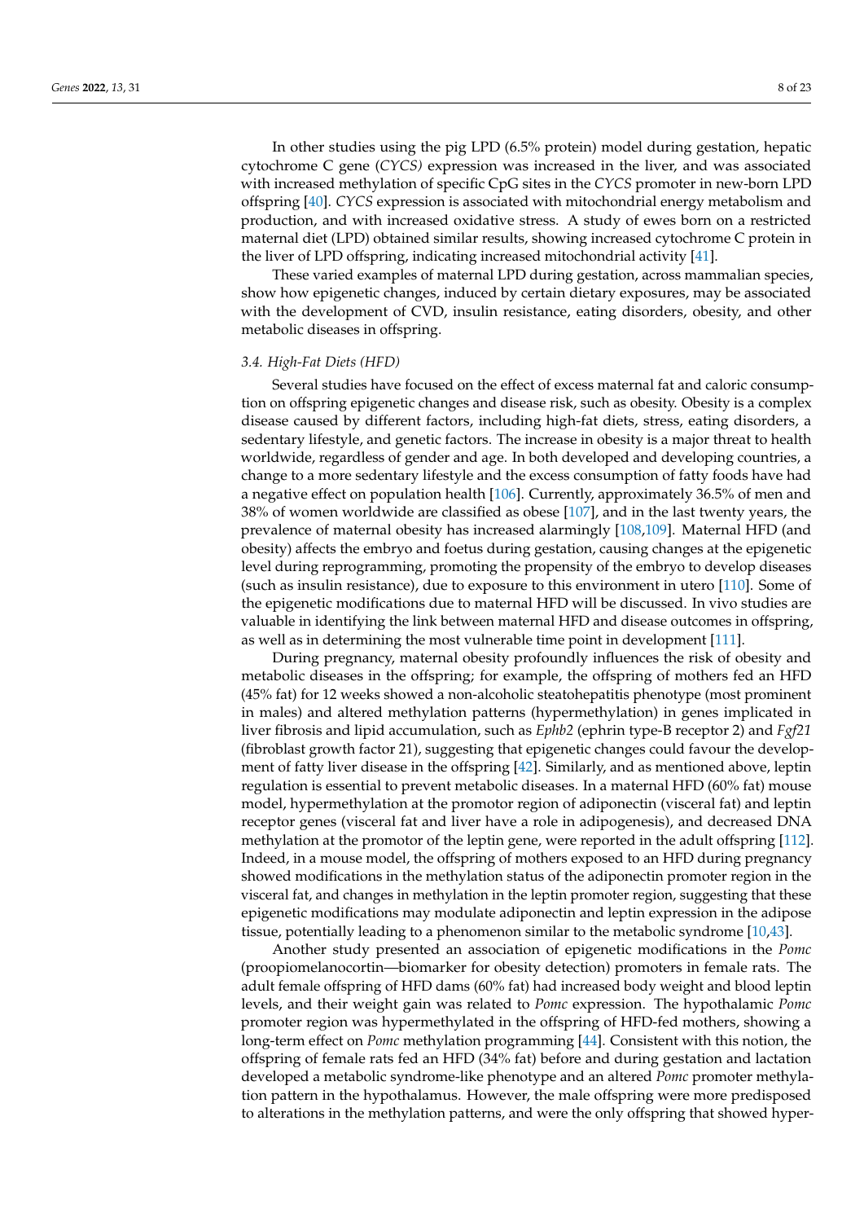In other studies using the pig LPD (6.5% protein) model during gestation, hepatic cytochrome C gene (*CYCS)* expression was increased in the liver, and was associated with increased methylation of specific CpG sites in the *CYCS* promoter in new-born LPD offspring [40]. *CYCS* expression is associated with mitochondrial energy metabolism and production, and with increased oxidative stress. A study of ewes born on a restricted maternal diet (LPD) obtained similar results, showing increased cytochrome C protein in the liver of LPD offspring, indicating increased mitochondrial activity [41].

These varied examples of maternal LPD during gestation, across mammalian species, show how epigenetic changes, induced by certain dietary exposures, may be associated with the development of CVD, insulin resistance, eating disorders, obesity, and other metabolic diseases in offspring.

### *3.4. High-Fat Diets (HFD)*

Several studies have focused on the effect of excess maternal fat and caloric consumption on offspring epigenetic changes and disease risk, such as obesity. Obesity is a complex disease caused by different factors, including high-fat diets, stress, eating disorders, a sedentary lifestyle, and genetic factors. The increase in obesity is a major threat to health worldwide, regardless of gender and age. In both developed and developing countries, a change to a more sedentary lifestyle and the excess consumption of fatty foods have had a negative effect on population health [106]. Currently, approximately 36.5% of men and 38% of women worldwide are classified as obese [107], and in the last twenty years, the prevalence of maternal obesity has increased alarmingly [108,109]. Maternal HFD (and obesity) affects the embryo and foetus during gestation, causing changes at the epigenetic level during reprogramming, promoting the propensity of the embryo to develop diseases (such as insulin resistance), due to exposure to this environment in utero [110]. Some of the epigenetic modifications due to maternal HFD will be discussed. In vivo studies are valuable in identifying the link between maternal HFD and disease outcomes in offspring, as well as in determining the most vulnerable time point in development [111].

During pregnancy, maternal obesity profoundly influences the risk of obesity and metabolic diseases in the offspring; for example, the offspring of mothers fed an HFD (45% fat) for 12 weeks showed a non-alcoholic steatohepatitis phenotype (most prominent in males) and altered methylation patterns (hypermethylation) in genes implicated in liver fibrosis and lipid accumulation, such as *Ephb2* (ephrin type-B receptor 2) and *Fgf21* (fibroblast growth factor 21), suggesting that epigenetic changes could favour the development of fatty liver disease in the offspring [42]. Similarly, and as mentioned above, leptin regulation is essential to prevent metabolic diseases. In a maternal HFD (60% fat) mouse model, hypermethylation at the promotor region of adiponectin (visceral fat) and leptin receptor genes (visceral fat and liver have a role in adipogenesis), and decreased DNA methylation at the promotor of the leptin gene, were reported in the adult offspring [112]. Indeed, in a mouse model, the offspring of mothers exposed to an HFD during pregnancy showed modifications in the methylation status of the adiponectin promoter region in the visceral fat, and changes in methylation in the leptin promoter region, suggesting that these epigenetic modifications may modulate adiponectin and leptin expression in the adipose tissue, potentially leading to a phenomenon similar to the metabolic syndrome [10,43].

Another study presented an association of epigenetic modifications in the *Pomc* (proopiomelanocortin—biomarker for obesity detection) promoters in female rats. The adult female offspring of HFD dams (60% fat) had increased body weight and blood leptin levels, and their weight gain was related to *Pomc* expression. The hypothalamic *Pomc* promoter region was hypermethylated in the offspring of HFD-fed mothers, showing a long-term effect on *Pomc* methylation programming [44]. Consistent with this notion, the offspring of female rats fed an HFD (34% fat) before and during gestation and lactation developed a metabolic syndrome-like phenotype and an altered *Pomc* promoter methylation pattern in the hypothalamus. However, the male offspring were more predisposed to alterations in the methylation patterns, and were the only offspring that showed hyper-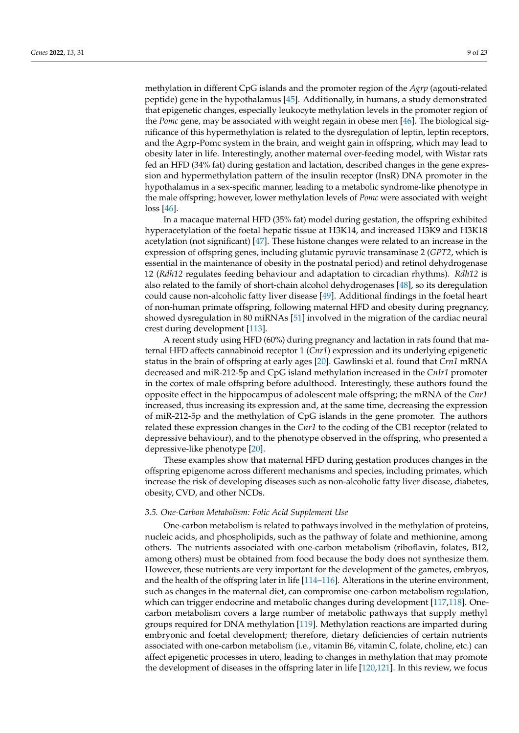methylation in different CpG islands and the promoter region of the *Agrp* (agouti-related peptide) gene in the hypothalamus [45]. Additionally, in humans, a study demonstrated that epigenetic changes, especially leukocyte methylation levels in the promoter region of the *Pomc* gene, may be associated with weight regain in obese men [46]. The biological significance of this hypermethylation is related to the dysregulation of leptin, leptin receptors, and the Agrp-Pomc system in the brain, and weight gain in offspring, which may lead to obesity later in life. Interestingly, another maternal over-feeding model, with Wistar rats fed an HFD (34% fat) during gestation and lactation, described changes in the gene expression and hypermethylation pattern of the insulin receptor (InsR) DNA promoter in the hypothalamus in a sex-specific manner, leading to a metabolic syndrome-like phenotype in the male offspring; however, lower methylation levels of *Pomc* were associated with weight loss [46].

In a macaque maternal HFD (35% fat) model during gestation, the offspring exhibited hyperacetylation of the foetal hepatic tissue at H3K14, and increased H3K9 and H3K18 acetylation (not significant) [47]. These histone changes were related to an increase in the expression of offspring genes, including glutamic pyruvic transaminase 2 (*GPT2*, which is essential in the maintenance of obesity in the postnatal period) and retinol dehydrogenase 12 (*Rdh12* regulates feeding behaviour and adaptation to circadian rhythms). *Rdh12* is also related to the family of short-chain alcohol dehydrogenases [48], so its deregulation could cause non-alcoholic fatty liver disease [49]. Additional findings in the foetal heart of non-human primate offspring, following maternal HFD and obesity during pregnancy, showed dysregulation in 80 miRNAs [51] involved in the migration of the cardiac neural crest during development [113].

A recent study using HFD (60%) during pregnancy and lactation in rats found that maternal HFD affects cannabinoid receptor 1 (*Cnr1*) expression and its underlying epigenetic status in the brain of offspring at early ages [20]. Gawlinski et al. found that *Crn1* mRNA decreased and miR-212-5p and CpG island methylation increased in the *Cnlr1* promoter in the cortex of male offspring before adulthood. Interestingly, these authors found the opposite effect in the hippocampus of adolescent male offspring; the mRNA of the *Cnr1* increased, thus increasing its expression and, at the same time, decreasing the expression of miR-212-5p and the methylation of CpG islands in the gene promoter. The authors related these expression changes in the *Cnr1* to the coding of the CB1 receptor (related to depressive behaviour), and to the phenotype observed in the offspring, who presented a depressive-like phenotype [20].

These examples show that maternal HFD during gestation produces changes in the offspring epigenome across different mechanisms and species, including primates, which increase the risk of developing diseases such as non-alcoholic fatty liver disease, diabetes, obesity, CVD, and other NCDs.

### *3.5. One-Carbon Metabolism: Folic Acid Supplement Use*

One-carbon metabolism is related to pathways involved in the methylation of proteins, nucleic acids, and phospholipids, such as the pathway of folate and methionine, among others. The nutrients associated with one-carbon metabolism (riboflavin, folates, B12, among others) must be obtained from food because the body does not synthesize them. However, these nutrients are very important for the development of the gametes, embryos, and the health of the offspring later in life [114–116]. Alterations in the uterine environment, such as changes in the maternal diet, can compromise one-carbon metabolism regulation, which can trigger endocrine and metabolic changes during development [117,118]. One-carbon metabolism covers a large number of metabolic pathways that supply methyl groups required for DNA methylation [119]. Methylation reactions are imparted during embryonic and foetal development; therefore, dietary deficiencies of certain nutrients associated with one-carbon metabolism (i.e., vitamin B6, vitamin C, folate, choline, etc.) can affect epigenetic processes in utero, leading to changes in methylation that may promote the development of diseases in the offspring later in life [120,121]. In this review, we focus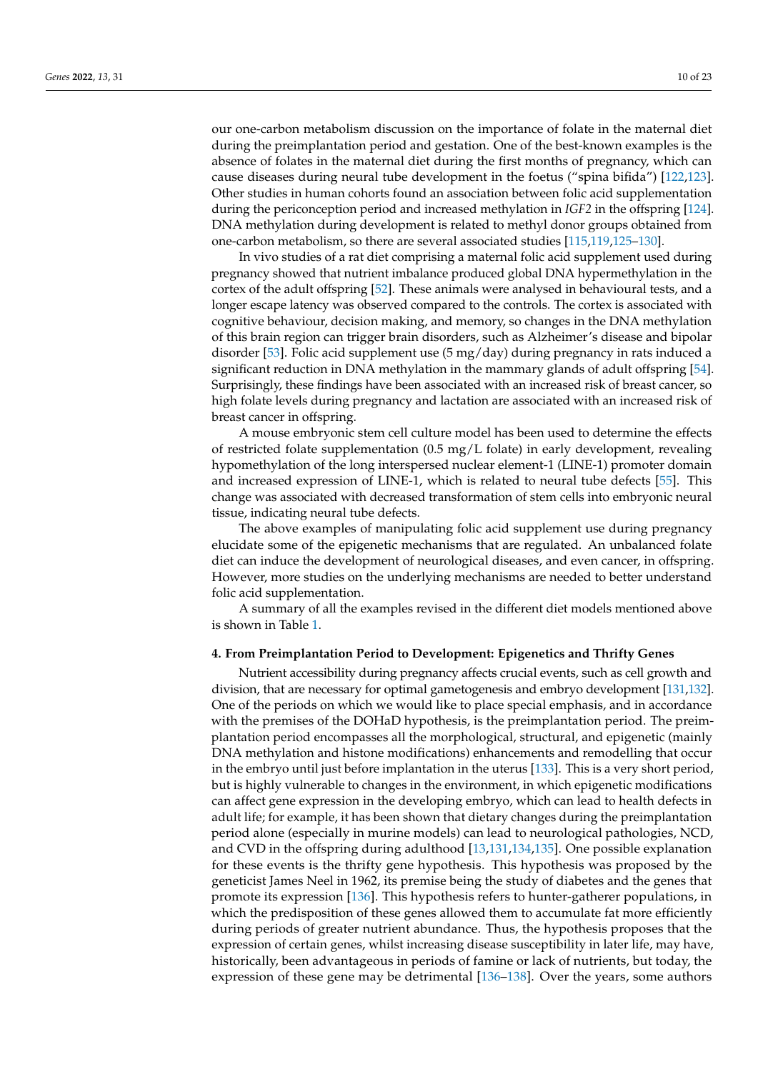our one-carbon metabolism discussion on the importance of folate in the maternal diet during the preimplantation period and gestation. One of the best-known examples is the absence of folates in the maternal diet during the first months of pregnancy, which can cause diseases during neural tube development in the foetus ("spina bifida") [122,123]. Other studies in human cohorts found an association between folic acid supplementation during the periconception period and increased methylation in *IGF2* in the offspring [124]. DNA methylation during development is related to methyl donor groups obtained from one-carbon metabolism, so there are several associated studies [115,119,125–130].

In vivo studies of a rat diet comprising a maternal folic acid supplement used during pregnancy showed that nutrient imbalance produced global DNA hypermethylation in the cortex of the adult offspring [52]. These animals were analysed in behavioural tests, and a longer escape latency was observed compared to the controls. The cortex is associated with cognitive behaviour, decision making, and memory, so changes in the DNA methylation of this brain region can trigger brain disorders, such as Alzheimer's disease and bipolar disorder [53]. Folic acid supplement use (5 mg/day) during pregnancy in rats induced a significant reduction in DNA methylation in the mammary glands of adult offspring [54]. Surprisingly, these findings have been associated with an increased risk of breast cancer, so high folate levels during pregnancy and lactation are associated with an increased risk of breast cancer in offspring.

A mouse embryonic stem cell culture model has been used to determine the effects of restricted folate supplementation (0.5 mg/L folate) in early development, revealing hypomethylation of the long interspersed nuclear element-1 (LINE-1) promoter domain and increased expression of LINE-1, which is related to neural tube defects [55]. This change was associated with decreased transformation of stem cells into embryonic neural tissue, indicating neural tube defects.

The above examples of manipulating folic acid supplement use during pregnancy elucidate some of the epigenetic mechanisms that are regulated. An unbalanced folate diet can induce the development of neurological diseases, and even cancer, in offspring. However, more studies on the underlying mechanisms are needed to better understand folic acid supplementation.

A summary of all the examples revised in the different diet models mentioned above is shown in Table 1.

## 4. From Preimplantation Period to Development: Epigenetics and Thrifty Genes

Nutrient accessibility during pregnancy affects crucial events, such as cell growth and division, that are necessary for optimal gametogenesis and embryo development [131,132]. One of the periods on which we would like to place special emphasis, and in accordance with the premises of the DOHaD hypothesis, is the preimplantation period. The preimplantation period encompasses all the morphological, structural, and epigenetic (mainly DNA methylation and histone modifications) enhancements and remodelling that occur in the embryo until just before implantation in the uterus [133]. This is a very short period, but is highly vulnerable to changes in the environment, in which epigenetic modifications can affect gene expression in the developing embryo, which can lead to health defects in adult life; for example, it has been shown that dietary changes during the preimplantation period alone (especially in murine models) can lead to neurological pathologies, NCD, and CVD in the offspring during adulthood [13,131,134,135]. One possible explanation for these events is the thrifty gene hypothesis. This hypothesis was proposed by the geneticist James Neel in 1962, its premise being the study of diabetes and the genes that promote its expression [136]. This hypothesis refers to hunter-gatherer populations, in which the predisposition of these genes allowed them to accumulate fat more efficiently during periods of greater nutrient abundance. Thus, the hypothesis proposes that the expression of certain genes, whilst increasing disease susceptibility in later life, may have, historically, been advantageous in periods of famine or lack of nutrients, but today, the expression of these gene may be detrimental [136–138]. Over the years, some authors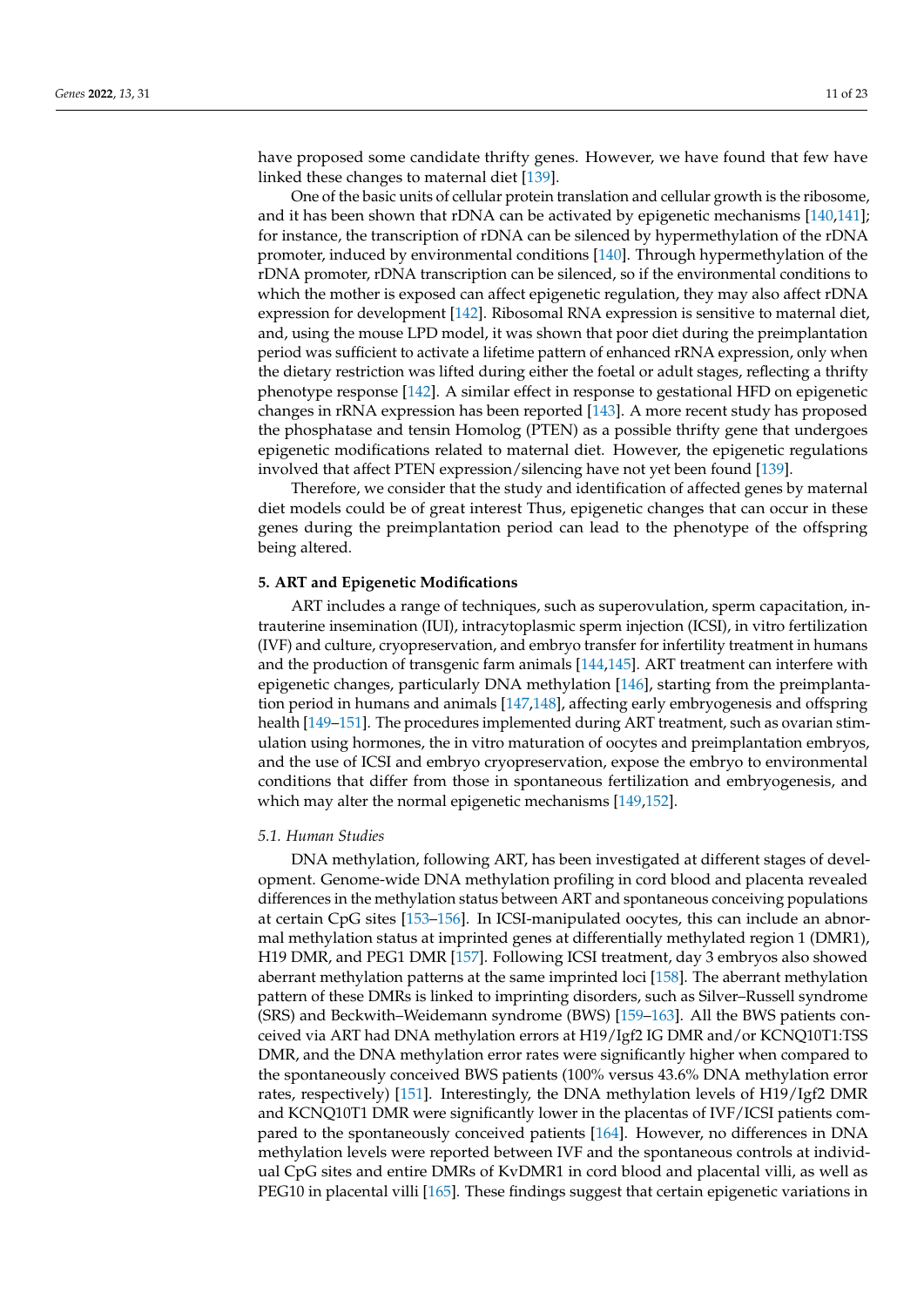have proposed some candidate thrifty genes. However, we have found that few have linked these changes to maternal diet [139].

One of the basic units of cellular protein translation and cellular growth is the ribosome, and it has been shown that rDNA can be activated by epigenetic mechanisms [140,141]; for instance, the transcription of rDNA can be silenced by hypermethylation of the rDNA promoter, induced by environmental conditions [140]. Through hypermethylation of the rDNA promoter, rDNA transcription can be silenced, so if the environmental conditions to which the mother is exposed can affect epigenetic regulation, they may also affect rDNA expression for development [142]. Ribosomal RNA expression is sensitive to maternal diet, and, using the mouse LPD model, it was shown that poor diet during the preimplantation period was sufficient to activate a lifetime pattern of enhanced rRNA expression, only when the dietary restriction was lifted during either the foetal or adult stages, reflecting a thrifty phenotype response [142]. A similar effect in response to gestational HFD on epigenetic changes in rRNA expression has been reported [143]. A more recent study has proposed the phosphatase and tensin Homolog (PTEN) as a possible thrifty gene that undergoes epigenetic modifications related to maternal diet. However, the epigenetic regulations involved that affect PTEN expression/silencing have not yet been found [139].

Therefore, we consider that the study and identification of affected genes by maternal diet models could be of great interest Thus, epigenetic changes that can occur in these genes during the preimplantation period can lead to the phenotype of the offspring being altered.

## 5. ART and Epigenetic Modifications

ART includes a range of techniques, such as superovulation, sperm capacitation, intrauterine insemination (IUI), intracytoplasmic sperm injection (ICSI), in vitro fertilization (IVF) and culture, cryopreservation, and embryo transfer for infertility treatment in humans and the production of transgenic farm animals [144,145]. ART treatment can interfere with epigenetic changes, particularly DNA methylation [146], starting from the preimplantation period in humans and animals [147,148], affecting early embryogenesis and offspring health [149–151]. The procedures implemented during ART treatment, such as ovarian stimulation using hormones, the in vitro maturation of oocytes and preimplantation embryos, and the use of ICSI and embryo cryopreservation, expose the embryo to environmental conditions that differ from those in spontaneous fertilization and embryogenesis, and which may alter the normal epigenetic mechanisms [149,152].

### *5.1. Human Studies*

DNA methylation, following ART, has been investigated at different stages of development. Genome-wide DNA methylation profiling in cord blood and placenta revealed differences in the methylation status between ART and spontaneous conceiving populations at certain CpG sites [153–156]. In ICSI-manipulated oocytes, this can include an abnormal methylation status at imprinted genes at differentially methylated region 1 (DMR1), H19 DMR, and PEG1 DMR [157]. Following ICSI treatment, day 3 embryos also showed aberrant methylation patterns at the same imprinted loci [158]. The aberrant methylation pattern of these DMRs is linked to imprinting disorders, such as Silver–Russell syndrome (SRS) and Beckwith–Weidemann syndrome (BWS) [159–163]. All the BWS patients conceived via ART had DNA methylation errors at H19/Igf2 IG DMR and/or KCNQ10T1:TSS DMR, and the DNA methylation error rates were significantly higher when compared to the spontaneously conceived BWS patients (100% versus 43.6% DNA methylation error rates, respectively) [151]. Interestingly, the DNA methylation levels of H19/Igf2 DMR and KCNQ10T1 DMR were significantly lower in the placentas of IVF/ICSI patients compared to the spontaneously conceived patients [164]. However, no differences in DNA methylation levels were reported between IVF and the spontaneous controls at individual CpG sites and entire DMRs of KvDMR1 in cord blood and placental villi, as well as PEG10 in placental villi [165]. These findings suggest that certain epigenetic variations in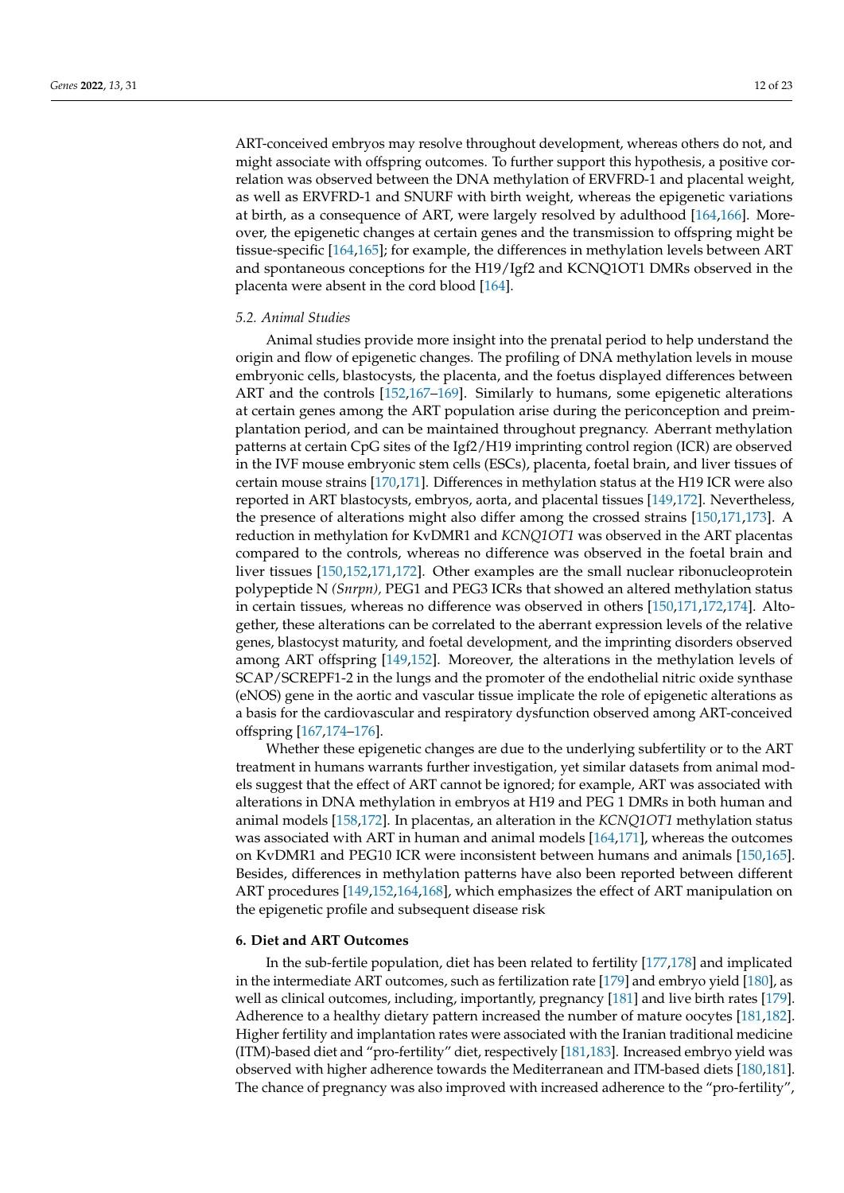ART-conceived embryos may resolve throughout development, whereas others do not, and might associate with offspring outcomes. To further support this hypothesis, a positive correlation was observed between the DNA methylation of ERVFRD-1 and placental weight, as well as ERVFRD-1 and SNURF with birth weight, whereas the epigenetic variations at birth, as a consequence of ART, were largely resolved by adulthood [164,166]. Moreover, the epigenetic changes at certain genes and the transmission to offspring might be tissue-specific [164,165]; for example, the differences in methylation levels between ART and spontaneous conceptions for the H19/Igf2 and KCNQ1OT1 DMRs observed in the placenta were absent in the cord blood [164].

### *5.2. Animal Studies*

Animal studies provide more insight into the prenatal period to help understand the origin and flow of epigenetic changes. The profiling of DNA methylation levels in mouse embryonic cells, blastocysts, the placenta, and the foetus displayed differences between ART and the controls [152,167–169]. Similarly to humans, some epigenetic alterations at certain genes among the ART population arise during the periconception and preimplantation period, and can be maintained throughout pregnancy. Aberrant methylation patterns at certain CpG sites of the Igf2/H19 imprinting control region (ICR) are observed in the IVF mouse embryonic stem cells (ESCs), placenta, foetal brain, and liver tissues of certain mouse strains [170,171]. Differences in methylation status at the H19 ICR were also reported in ART blastocysts, embryos, aorta, and placental tissues [149,172]. Nevertheless, the presence of alterations might also differ among the crossed strains [150,171,173]. A reduction in methylation for KvDMR1 and *KCNQ1OT1* was observed in the ART placentas compared to the controls, whereas no difference was observed in the foetal brain and liver tissues [150,152,171,172]. Other examples are the small nuclear ribonucleoprotein polypeptide N *(Snrpn),* PEG1 and PEG3 ICRs that showed an altered methylation status in certain tissues, whereas no difference was observed in others [150,171,172,174]. Altogether, these alterations can be correlated to the aberrant expression levels of the relative genes, blastocyst maturity, and foetal development, and the imprinting disorders observed among ART offspring [149,152]. Moreover, the alterations in the methylation levels of SCAP/SCREPF1-2 in the lungs and the promoter of the endothelial nitric oxide synthase (eNOS) gene in the aortic and vascular tissue implicate the role of epigenetic alterations as a basis for the cardiovascular and respiratory dysfunction observed among ART-conceived offspring [167,174–176].

Whether these epigenetic changes are due to the underlying subfertility or to the ART treatment in humans warrants further investigation, yet similar datasets from animal models suggest that the effect of ART cannot be ignored; for example, ART was associated with alterations in DNA methylation in embryos at H19 and PEG 1 DMRs in both human and animal models [158,172]. In placentas, an alteration in the *KCNQ1OT1* methylation status was associated with ART in human and animal models [164,171], whereas the outcomes on KvDMR1 and PEG10 ICR were inconsistent between humans and animals [150,165]. Besides, differences in methylation patterns have also been reported between different ART procedures [149,152,164,168], which emphasizes the effect of ART manipulation on the epigenetic profile and subsequent disease risk

## 6. Diet and ART Outcomes

In the sub-fertile population, diet has been related to fertility [177,178] and implicated in the intermediate ART outcomes, such as fertilization rate [179] and embryo yield [180], as well as clinical outcomes, including, importantly, pregnancy [181] and live birth rates [179]. Adherence to a healthy dietary pattern increased the number of mature oocytes [181,182]. Higher fertility and implantation rates were associated with the Iranian traditional medicine (ITM)-based diet and "pro-fertility" diet, respectively [181,183]. Increased embryo yield was observed with higher adherence towards the Mediterranean and ITM-based diets [180,181]. The chance of pregnancy was also improved with increased adherence to the "pro-fertility",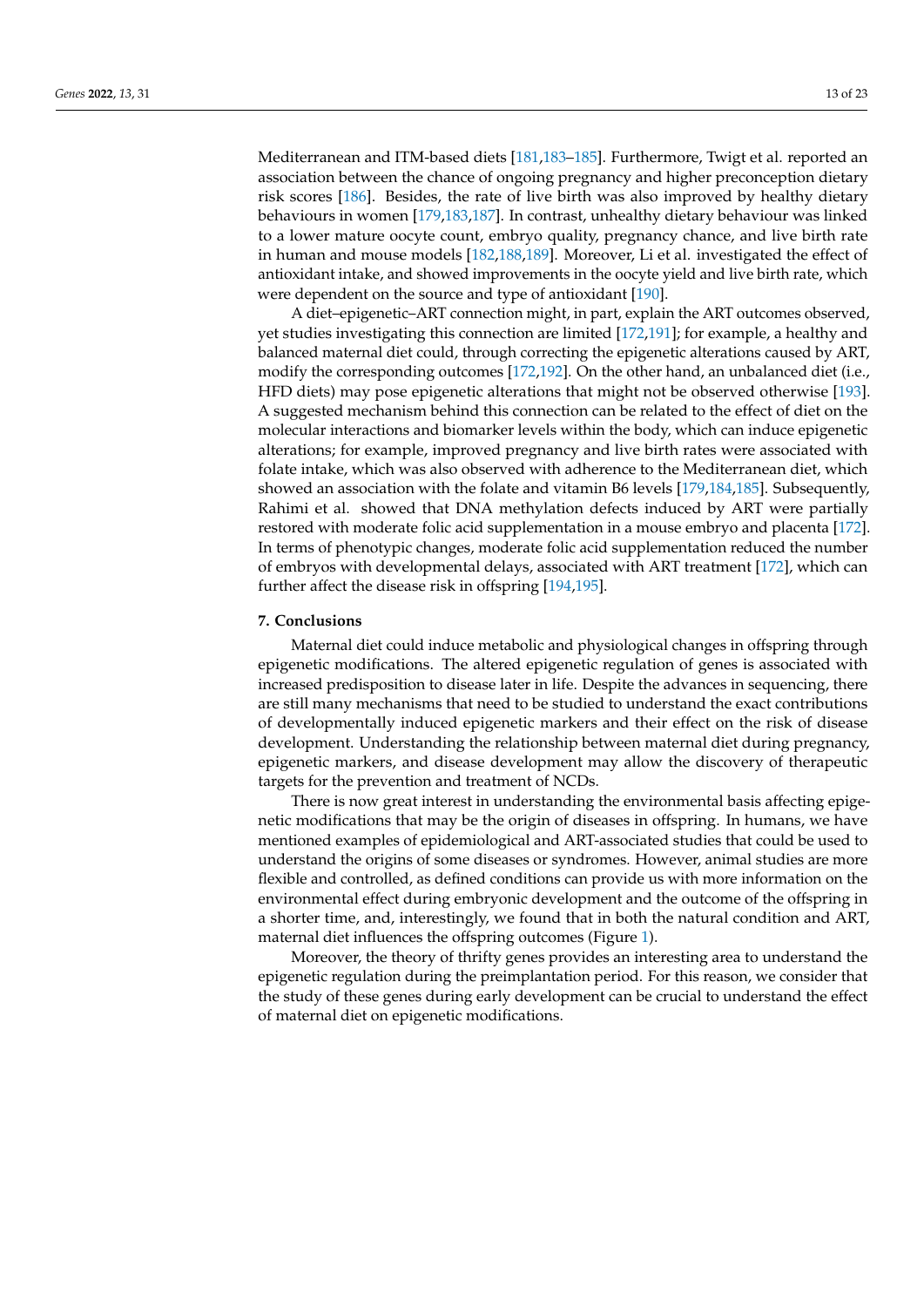Mediterranean and ITM-based diets [181,183–185]. Furthermore, Twigt et al. reported an association between the chance of ongoing pregnancy and higher preconception dietary risk scores [186]. Besides, the rate of live birth was also improved by healthy dietary behaviours in women [179,183,187]. In contrast, unhealthy dietary behaviour was linked to a lower mature oocyte count, embryo quality, pregnancy chance, and live birth rate in human and mouse models [182,188,189]. Moreover, Li et al. investigated the effect of antioxidant intake, and showed improvements in the oocyte yield and live birth rate, which were dependent on the source and type of antioxidant [190].

A diet–epigenetic–ART connection might, in part, explain the ART outcomes observed, yet studies investigating this connection are limited [172,191]; for example, a healthy and balanced maternal diet could, through correcting the epigenetic alterations caused by ART, modify the corresponding outcomes [172,192]. On the other hand, an unbalanced diet (i.e., HFD diets) may pose epigenetic alterations that might not be observed otherwise [193]. A suggested mechanism behind this connection can be related to the effect of diet on the molecular interactions and biomarker levels within the body, which can induce epigenetic alterations; for example, improved pregnancy and live birth rates were associated with folate intake, which was also observed with adherence to the Mediterranean diet, which showed an association with the folate and vitamin B6 levels [179,184,185]. Subsequently, Rahimi et al. showed that DNA methylation defects induced by ART were partially restored with moderate folic acid supplementation in a mouse embryo and placenta [172]. In terms of phenotypic changes, moderate folic acid supplementation reduced the number of embryos with developmental delays, associated with ART treatment [172], which can further affect the disease risk in offspring [194,195].

## 7. Conclusions

Maternal diet could induce metabolic and physiological changes in offspring through epigenetic modifications. The altered epigenetic regulation of genes is associated with increased predisposition to disease later in life. Despite the advances in sequencing, there are still many mechanisms that need to be studied to understand the exact contributions of developmentally induced epigenetic markers and their effect on the risk of disease development. Understanding the relationship between maternal diet during pregnancy, epigenetic markers, and disease development may allow the discovery of therapeutic targets for the prevention and treatment of NCDs.

There is now great interest in understanding the environmental basis affecting epigenetic modifications that may be the origin of diseases in offspring. In humans, we have mentioned examples of epidemiological and ART-associated studies that could be used to understand the origins of some diseases or syndromes. However, animal studies are more flexible and controlled, as defined conditions can provide us with more information on the environmental effect during embryonic development and the outcome of the offspring in a shorter time, and, interestingly, we found that in both the natural condition and ART, maternal diet influences the offspring outcomes (Figure 1).

Moreover, the theory of thrifty genes provides an interesting area to understand the epigenetic regulation during the preimplantation period. For this reason, we consider that the study of these genes during early development can be crucial to understand the effect of maternal diet on epigenetic modifications.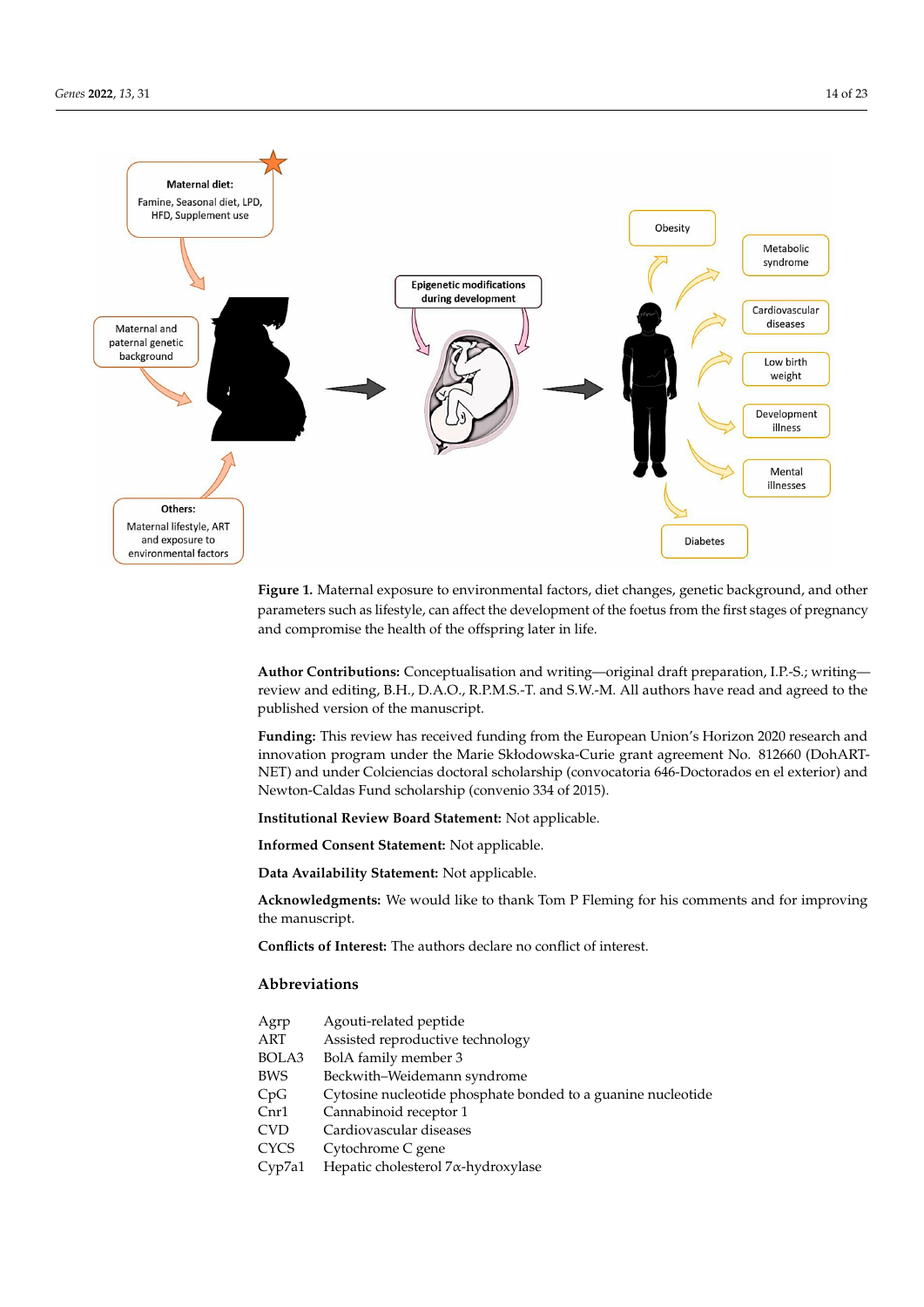**Figure 1.** Maternal exposure to environmental factors, diet changes, genetic background, and other parameters such as lifestyle, can affect the development of the foetus from the first stages of pregnancy and compromise the health of the offspring later in life.

**Author Contributions:** Conceptualisation and writing—original draft preparation, I.P.-S.; writing—review and editing, B.H., D.A.O., R.P.M.S.-T. and S.W.-M. All authors have read and agreed to the published version of the manuscript.

**Funding:** This review has received funding from the European Union's Horizon 2020 research and innovation program under the Marie Skłodowska-Curie grant agreement No. 812660 (DohART-NET) and under Colciencias doctoral scholarship (convocatoria 646-Doctorados en el exterior) and Newton-Caldas Fund scholarship (convenio 334 of 2015).

**Institutional Review Board Statement:** Not applicable.

**Informed Consent Statement:** Not applicable.

**Data Availability Statement:** Not applicable.

**Acknowledgments:** We would like to thank Tom P Fleming for his comments and for improving the manuscript.

**Conflicts of Interest:** The authors declare no conflict of interest.

## Abbreviations

| | |
|---|---|
| Agrp | Agouti-related peptide |
| ART | Assisted reproductive technology |
| BOLA3 | BolA family member 3 |
| BWS | Beckwith–Weidemann syndrome |
| CpG | Cytosine nucleotide phosphate bonded to a guanine nucleotide |
| Cnr1 | Cannabinoid receptor 1 |
| CVD | Cardiovascular diseases |
| CYCS | Cytochrome C gene |
| Cyp7a1 | Hepatic cholesterol 7α-hydroxylase |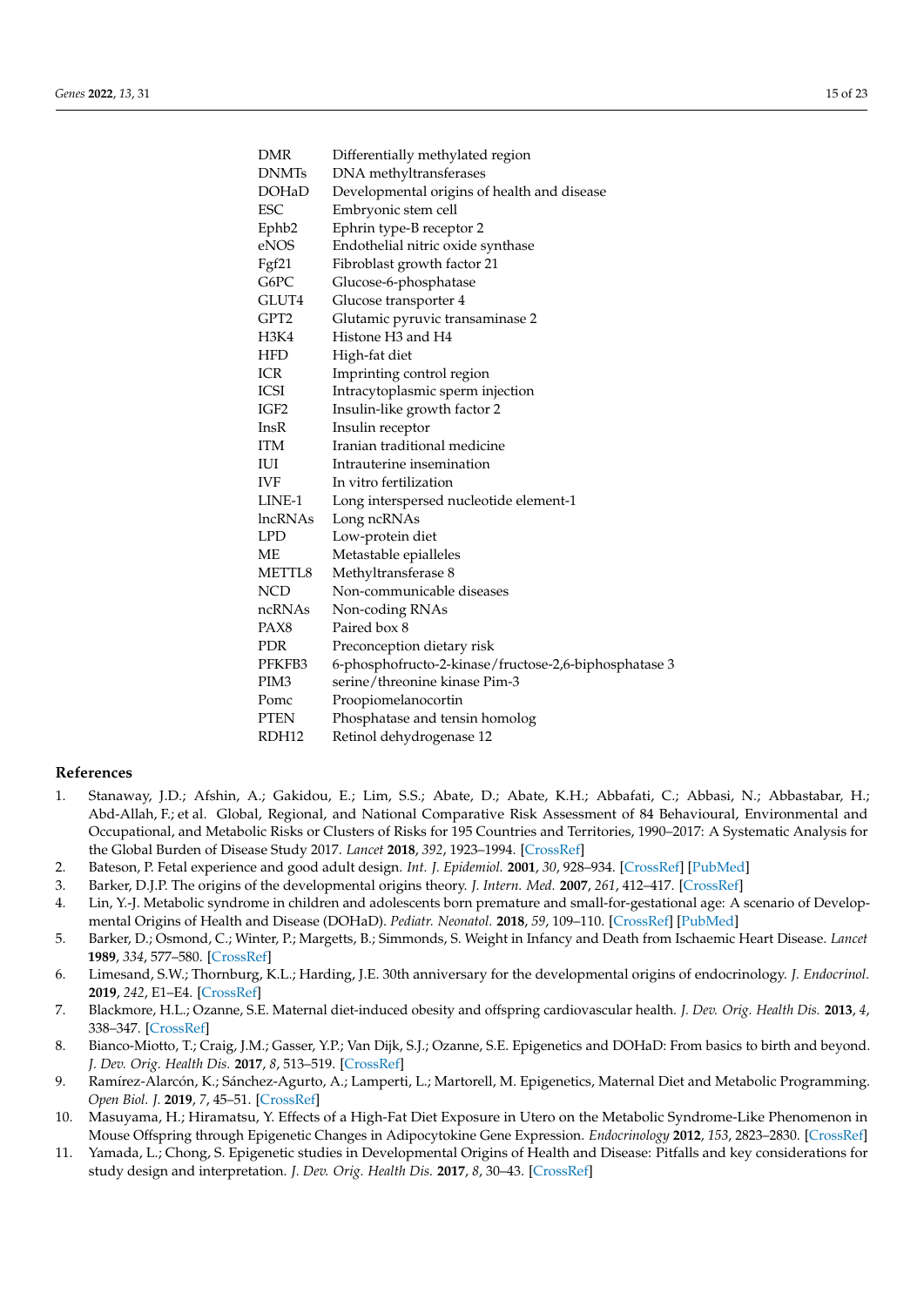| | |
|---|---|
| DMR | Differentially methylated region |
| DNMTs | DNA methyltransferases |
| DOHaD | Developmental origins of health and disease |
| ESC | Embryonic stem cell |
| Ephb2 | Ephrin type-B receptor 2 |
| eNOS | Endothelial nitric oxide synthase |
| Fgf21 | Fibroblast growth factor 21 |
| G6PC | Glucose-6-phosphatase |
| GLUT4 | Glucose transporter 4 |
| GPT2 | Glutamic pyruvic transaminase 2 |
| H3K4 | Histone H3 and H4 |
| HFD | High-fat diet |
| ICR | Imprinting control region |
| ICSI | Intracytoplasmic sperm injection |
| IGF2 | Insulin-like growth factor 2 |
| InsR | Insulin receptor |
| ITM | Iranian traditional medicine |
| IUI | Intrauterine insemination |
| IVF | In vitro fertilization |
| LINE-1 | Long interspersed nucleotide element-1 |
| lncRNAs | Long ncRNAs |
| LPD | Low-protein diet |
| ME | Metastable epialleles |
| METTL8 | Methyltransferase 8 |
| NCD | Non-communicable diseases |
| ncRNAs | Non-coding RNAs |
| PAX8 | Paired box 8 |
| PDR | Preconception dietary risk |
| PFKFB3 | 6-phosphofructo-2-kinase/fructose-2,6-biphosphatase 3 |
| PIM3 | serine/threonine kinase Pim-3 |
| Pomc | Proopiomelanocortin |
| PTEN | Phosphatase and tensin homolog |
| RDH12 | Retinol dehydrogenase 12 |

## References

1. Stanaway, J.D.; Afshin, A.; Gakidou, E.; Lim, S.S.; Abate, D.; Abate, K.H.; Abbafati, C.; Abbasi, N.; Abbastabar, H.; Abd-Allah, F.; et al. Global, Regional, and National Comparative Risk Assessment of 84 Behavioural, Environmental and Occupational, and Metabolic Risks or Clusters of Risks for 195 Countries and Territories, 1990–2017: A Systematic Analysis for the Global Burden of Disease Study 2017. *Lancet* **2018**, *392*, 1923–1994. [CrossRef]
2. Bateson, P. Fetal experience and good adult design. *Int. J. Epidemiol.* **2001**, *30*, 928–934. [CrossRef] [PubMed]
3. Barker, D.J.P. The origins of the developmental origins theory. *J. Intern. Med.* **2007**, *261*, 412–417. [CrossRef]
4. Lin, Y.-J. Metabolic syndrome in children and adolescents born premature and small-for-gestational age: A scenario of Developmental Origins of Health and Disease (DOHaD). *Pediatr. Neonatol.* **2018**, *59*, 109–110. [CrossRef] [PubMed]
5. Barker, D.; Osmond, C.; Winter, P.; Margetts, B.; Simmonds, S. Weight in Infancy and Death from Ischaemic Heart Disease. *Lancet* **1989**, *334*, 577–580. [CrossRef]
6. Limesand, S.W.; Thornburg, K.L.; Harding, J.E. 30th anniversary for the developmental origins of endocrinology. *J. Endocrinol.* **2019**, *242*, E1–E4. [CrossRef]
7. Blackmore, H.L.; Ozanne, S.E. Maternal diet-induced obesity and offspring cardiovascular health. *J. Dev. Orig. Health Dis.* **2013**, *4*, 338–347. [CrossRef]
8. Bianco-Miotto, T.; Craig, J.M.; Gasser, Y.P.; Van Dijk, S.J.; Ozanne, S.E. Epigenetics and DOHaD: From basics to birth and beyond. *J. Dev. Orig. Health Dis.* **2017**, *8*, 513–519. [CrossRef]
9. Ramírez-Alarcón, K.; Sánchez-Agurto, A.; Lamperti, L.; Martorell, M. Epigenetics, Maternal Diet and Metabolic Programming. *Open Biol. J.* **2019**, *7*, 45–51. [CrossRef]
10. Masuyama, H.; Hiramatsu, Y. Effects of a High-Fat Diet Exposure in Utero on the Metabolic Syndrome-Like Phenomenon in Mouse Offspring through Epigenetic Changes in Adipocytokine Gene Expression. *Endocrinology* **2012**, *153*, 2823–2830. [CrossRef]
11. Yamada, L.; Chong, S. Epigenetic studies in Developmental Origins of Health and Disease: Pitfalls and key considerations for study design and interpretation. *J. Dev. Orig. Health Dis.* **2017**, *8*, 30–43. [CrossRef]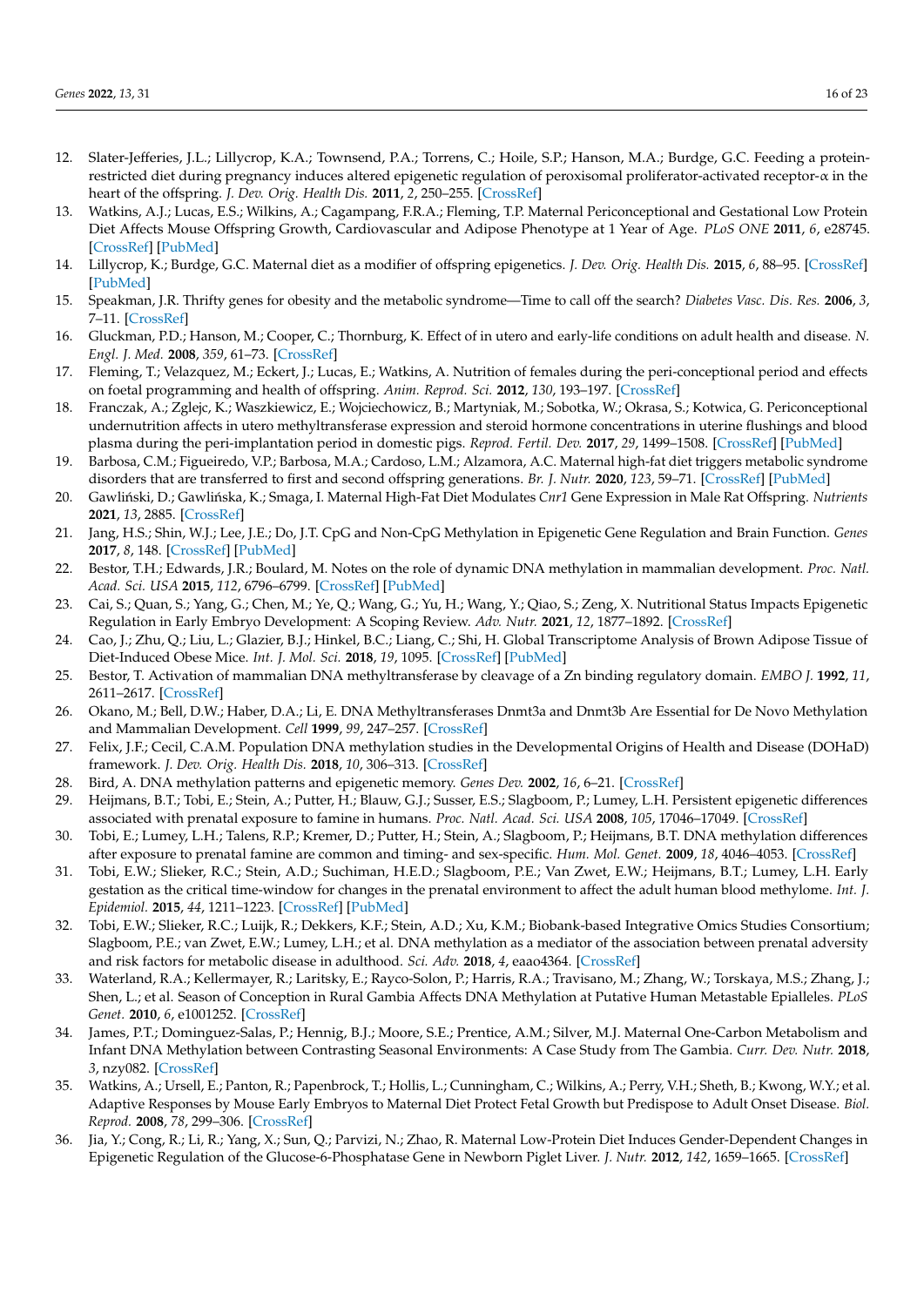12. Slater-Jefferies, J.L.; Lillycrop, K.A.; Townsend, P.A.; Torrens, C.; Hoile, S.P.; Hanson, M.A.; Burdge, G.C. Feeding a protein-restricted diet during pregnancy induces altered epigenetic regulation of peroxisomal proliferator-activated receptor-α in the heart of the offspring. *J. Dev. Orig. Health Dis.* **2011**, *2*, 250–255. [CrossRef]
13. Watkins, A.J.; Lucas, E.S.; Wilkins, A.; Cagampang, F.R.A.; Fleming, T.P. Maternal Periconceptional and Gestational Low Protein Diet Affects Mouse Offspring Growth, Cardiovascular and Adipose Phenotype at 1 Year of Age. *PLoS ONE* **2011**, *6*, e28745. [CrossRef] [PubMed]
14. Lillycrop, K.; Burdge, G.C. Maternal diet as a modifier of offspring epigenetics. *J. Dev. Orig. Health Dis.* **2015**, *6*, 88–95. [CrossRef] [PubMed]
15. Speakman, J.R. Thrifty genes for obesity and the metabolic syndrome—Time to call off the search? *Diabetes Vasc. Dis. Res.* **2006**, *3*, 7–11. [CrossRef]
16. Gluckman, P.D.; Hanson, M.; Cooper, C.; Thornburg, K. Effect of in utero and early-life conditions on adult health and disease. *N. Engl. J. Med.* **2008**, *359*, 61–73. [CrossRef]
17. Fleming, T.; Velazquez, M.; Eckert, J.; Lucas, E.; Watkins, A. Nutrition of females during the peri-conceptional period and effects on foetal programming and health of offspring. *Anim. Reprod. Sci.* **2012**, *130*, 193–197. [CrossRef]
18. Franczak, A.; Zglejc, K.; Waszkiewicz, E.; Wojciechowicz, B.; Martyniak, M.; Sobotka, W.; Okrasa, S.; Kotwica, G. Periconceptional undernutrition affects in utero methyltransferase expression and steroid hormone concentrations in uterine flushings and blood plasma during the peri-implantation period in domestic pigs. *Reprod. Fertil. Dev.* **2017**, *29*, 1499–1508. [CrossRef] [PubMed]
19. Barbosa, C.M.; Figueiredo, V.P.; Barbosa, M.A.; Cardoso, L.M.; Alzamora, A.C. Maternal high-fat diet triggers metabolic syndrome disorders that are transferred to first and second offspring generations. *Br. J. Nutr.* **2020**, *123*, 59–71. [CrossRef] [PubMed]
20. Gawliński, D.; Gawlińska, K.; Smaga, I. Maternal High-Fat Diet Modulates *Cnr1* Gene Expression in Male Rat Offspring. *Nutrients* **2021**, *13*, 2885. [CrossRef]
21. Jang, H.S.; Shin, W.J.; Lee, J.E.; Do, J.T. CpG and Non-CpG Methylation in Epigenetic Gene Regulation and Brain Function. *Genes* **2017**, *8*, 148. [CrossRef] [PubMed]
22. Bestor, T.H.; Edwards, J.R.; Boulard, M. Notes on the role of dynamic DNA methylation in mammalian development. *Proc. Natl. Acad. Sci. USA* **2015**, *112*, 6796–6799. [CrossRef] [PubMed]
23. Cai, S.; Quan, S.; Yang, G.; Chen, M.; Ye, Q.; Wang, G.; Yu, H.; Wang, Y.; Qiao, S.; Zeng, X. Nutritional Status Impacts Epigenetic Regulation in Early Embryo Development: A Scoping Review. *Adv. Nutr.* **2021**, *12*, 1877–1892. [CrossRef]
24. Cao, J.; Zhu, Q.; Liu, L.; Glazier, B.J.; Hinkel, B.C.; Liang, C.; Shi, H. Global Transcriptome Analysis of Brown Adipose Tissue of Diet-Induced Obese Mice. *Int. J. Mol. Sci.* **2018**, *19*, 1095. [CrossRef] [PubMed]
25. Bestor, T. Activation of mammalian DNA methyltransferase by cleavage of a Zn binding regulatory domain. *EMBO J.* **1992**, *11*, 2611–2617. [CrossRef]
26. Okano, M.; Bell, D.W.; Haber, D.A.; Li, E. DNA Methyltransferases Dnmt3a and Dnmt3b Are Essential for De Novo Methylation and Mammalian Development. *Cell* **1999**, *99*, 247–257. [CrossRef]
27. Felix, J.F.; Cecil, C.A.M. Population DNA methylation studies in the Developmental Origins of Health and Disease (DOHaD) framework. *J. Dev. Orig. Health Dis.* **2018**, *10*, 306–313. [CrossRef]
28. Bird, A. DNA methylation patterns and epigenetic memory. *Genes Dev.* **2002**, *16*, 6–21. [CrossRef]
29. Heijmans, B.T.; Tobi, E.; Stein, A.; Putter, H.; Blauw, G.J.; Susser, E.S.; Slagboom, P.; Lumey, L.H. Persistent epigenetic differences associated with prenatal exposure to famine in humans. *Proc. Natl. Acad. Sci. USA* **2008**, *105*, 17046–17049. [CrossRef]
30. Tobi, E.; Lumey, L.H.; Talens, R.P.; Kremer, D.; Putter, H.; Stein, A.; Slagboom, P.; Heijmans, B.T. DNA methylation differences after exposure to prenatal famine are common and timing- and sex-specific. *Hum. Mol. Genet.* **2009**, *18*, 4046–4053. [CrossRef]
31. Tobi, E.W.; Slieker, R.C.; Stein, A.D.; Suchiman, H.E.D.; Slagboom, P.E.; Van Zwet, E.W.; Heijmans, B.T.; Lumey, L.H. Early gestation as the critical time-window for changes in the prenatal environment to affect the adult human blood methylome. *Int. J. Epidemiol.* **2015**, *44*, 1211–1223. [CrossRef] [PubMed]
32. Tobi, E.W.; Slieker, R.C.; Luijk, R.; Dekkers, K.F.; Stein, A.D.; Xu, K.M.; Biobank-based Integrative Omics Studies Consortium; Slagboom, P.E.; van Zwet, E.W.; Lumey, L.H.; et al. DNA methylation as a mediator of the association between prenatal adversity and risk factors for metabolic disease in adulthood. *Sci. Adv.* **2018**, *4*, eaao4364. [CrossRef]
33. Waterland, R.A.; Kellermayer, R.; Laritsky, E.; Rayco-Solon, P.; Harris, R.A.; Travisano, M.; Zhang, W.; Torskaya, M.S.; Zhang, J.; Shen, L.; et al. Season of Conception in Rural Gambia Affects DNA Methylation at Putative Human Metastable Epialleles. *PLoS Genet.* **2010**, *6*, e1001252. [CrossRef]
34. James, P.T.; Dominguez-Salas, P.; Hennig, B.J.; Moore, S.E.; Prentice, A.M.; Silver, M.J. Maternal One-Carbon Metabolism and Infant DNA Methylation between Contrasting Seasonal Environments: A Case Study from The Gambia. *Curr. Dev. Nutr.* **2018**, *3*, nzy082. [CrossRef]
35. Watkins, A.; Ursell, E.; Panton, R.; Papenbrock, T.; Hollis, L.; Cunningham, C.; Wilkins, A.; Perry, V.H.; Sheth, B.; Kwong, W.Y.; et al. Adaptive Responses by Mouse Early Embryos to Maternal Diet Protect Fetal Growth but Predispose to Adult Onset Disease. *Biol. Reprod.* **2008**, *78*, 299–306. [CrossRef]
36. Jia, Y.; Cong, R.; Li, R.; Yang, X.; Sun, Q.; Parvizi, N.; Zhao, R. Maternal Low-Protein Diet Induces Gender-Dependent Changes in Epigenetic Regulation of the Glucose-6-Phosphatase Gene in Newborn Piglet Liver. *J. Nutr.* **2012**, *142*, 1659–1665. [CrossRef]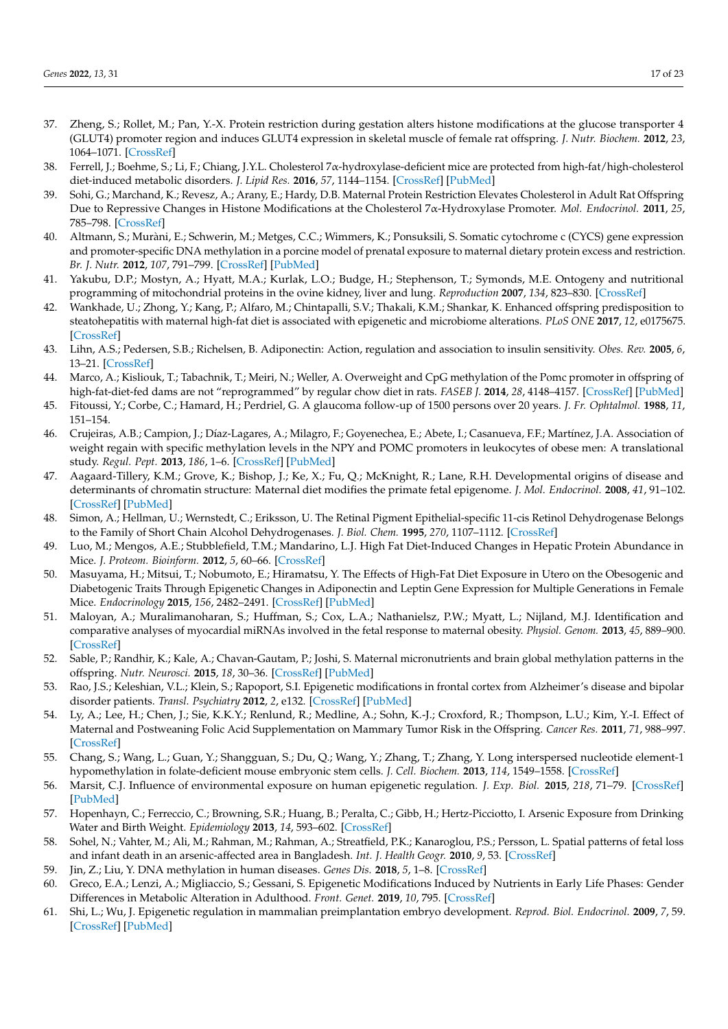37. Zheng, S.; Rollet, M.; Pan, Y.-X. Protein restriction during gestation alters histone modifications at the glucose transporter 4 (GLUT4) promoter region and induces GLUT4 expression in skeletal muscle of female rat offspring. *J. Nutr. Biochem.* **2012**, *23*, 1064–1071. [CrossRef]
38. Ferrell, J.; Boehme, S.; Li, F.; Chiang, J.Y.L. Cholesterol 7α-hydroxylase-deficient mice are protected from high-fat/high-cholesterol diet-induced metabolic disorders. *J. Lipid Res.* **2016**, *57*, 1144–1154. [CrossRef] [PubMed]
39. Sohi, G.; Marchand, K.; Revesz, A.; Arany, E.; Hardy, D.B. Maternal Protein Restriction Elevates Cholesterol in Adult Rat Offspring Due to Repressive Changes in Histone Modifications at the Cholesterol 7α-Hydroxylase Promoter. *Mol. Endocrinol.* **2011**, *25*, 785–798. [CrossRef]
40. Altmann, S.; Muràni, E.; Schwerin, M.; Metges, C.C.; Wimmers, K.; Ponsuksili, S. Somatic cytochrome c (CYCS) gene expression and promoter-specific DNA methylation in a porcine model of prenatal exposure to maternal dietary protein excess and restriction. *Br. J. Nutr.* **2012**, *107*, 791–799. [CrossRef] [PubMed]
41. Yakubu, D.P.; Mostyn, A.; Hyatt, M.A.; Kurlak, L.O.; Budge, H.; Stephenson, T.; Symonds, M.E. Ontogeny and nutritional programming of mitochondrial proteins in the ovine kidney, liver and lung. *Reproduction* **2007**, *134*, 823–830. [CrossRef]
42. Wankhade, U.; Zhong, Y.; Kang, P.; Alfaro, M.; Chintapalli, S.V.; Thakali, K.M.; Shankar, K. Enhanced offspring predisposition to steatohepatitis with maternal high-fat diet is associated with epigenetic and microbiome alterations. *PLoS ONE* **2017**, *12*, e0175675. [CrossRef]
43. Lihn, A.S.; Pedersen, S.B.; Richelsen, B. Adiponectin: Action, regulation and association to insulin sensitivity. *Obes. Rev.* **2005**, *6*, 13–21. [CrossRef]
44. Marco, A.; Kisliouk, T.; Tabachnik, T.; Meiri, N.; Weller, A. Overweight and CpG methylation of the Pomc promoter in offspring of high-fat-diet-fed dams are not "reprogrammed" by regular chow diet in rats. *FASEB J.* **2014**, *28*, 4148–4157. [CrossRef] [PubMed]
45. Fitoussi, Y.; Corbe, C.; Hamard, H.; Perdriel, G. A glaucoma follow-up of 1500 persons over 20 years. *J. Fr. Ophtalmol.* **1988**, *11*, 151–154.
46. Crujeiras, A.B.; Campion, J.; Díaz-Lagares, A.; Milagro, F.; Goyenechea, E.; Abete, I.; Casanueva, F.F.; Martínez, J.A. Association of weight regain with specific methylation levels in the NPY and POMC promoters in leukocytes of obese men: A translational study. *Regul. Pept.* **2013**, *186*, 1–6. [CrossRef] [PubMed]
47. Aagaard-Tillery, K.M.; Grove, K.; Bishop, J.; Ke, X.; Fu, Q.; McKnight, R.; Lane, R.H. Developmental origins of disease and determinants of chromatin structure: Maternal diet modifies the primate fetal epigenome. *J. Mol. Endocrinol.* **2008**, *41*, 91–102. [CrossRef] [PubMed]
48. Simon, A.; Hellman, U.; Wernstedt, C.; Eriksson, U. The Retinal Pigment Epithelial-specific 11-cis Retinol Dehydrogenase Belongs to the Family of Short Chain Alcohol Dehydrogenases. *J. Biol. Chem.* **1995**, *270*, 1107–1112. [CrossRef]
49. Luo, M.; Mengos, A.E.; Stubblefield, T.M.; Mandarino, L.J. High Fat Diet-Induced Changes in Hepatic Protein Abundance in Mice. *J. Proteom. Bioinform.* **2012**, *5*, 60–66. [CrossRef]
50. Masuyama, H.; Mitsui, T.; Nobumoto, E.; Hiramatsu, Y. The Effects of High-Fat Diet Exposure in Utero on the Obesogenic and Diabetogenic Traits Through Epigenetic Changes in Adiponectin and Leptin Gene Expression for Multiple Generations in Female Mice. *Endocrinology* **2015**, *156*, 2482–2491. [CrossRef] [PubMed]
51. Maloyan, A.; Muralimanoharan, S.; Huffman, S.; Cox, L.A.; Nathanielsz, P.W.; Myatt, L.; Nijland, M.J. Identification and comparative analyses of myocardial miRNAs involved in the fetal response to maternal obesity. *Physiol. Genom.* **2013**, *45*, 889–900. [CrossRef]
52. Sable, P.; Randhir, K.; Kale, A.; Chavan-Gautam, P.; Joshi, S. Maternal micronutrients and brain global methylation patterns in the offspring. *Nutr. Neurosci.* **2015**, *18*, 30–36. [CrossRef] [PubMed]
53. Rao, J.S.; Keleshian, V.L.; Klein, S.; Rapoport, S.I. Epigenetic modifications in frontal cortex from Alzheimer's disease and bipolar disorder patients. *Transl. Psychiatry* **2012**, *2*, e132. [CrossRef] [PubMed]
54. Ly, A.; Lee, H.; Chen, J.; Sie, K.K.Y.; Renlund, R.; Medline, A.; Sohn, K.-J.; Croxford, R.; Thompson, L.U.; Kim, Y.-I. Effect of Maternal and Postweaning Folic Acid Supplementation on Mammary Tumor Risk in the Offspring. *Cancer Res.* **2011**, *71*, 988–997. [CrossRef]
55. Chang, S.; Wang, L.; Guan, Y.; Shangguan, S.; Du, Q.; Wang, Y.; Zhang, T.; Zhang, Y. Long interspersed nucleotide element-1 hypomethylation in folate-deficient mouse embryonic stem cells. *J. Cell. Biochem.* **2013**, *114*, 1549–1558. [CrossRef]
56. Marsit, C.J. Influence of environmental exposure on human epigenetic regulation. *J. Exp. Biol.* **2015**, *218*, 71–79. [CrossRef] [PubMed]
57. Hopenhayn, C.; Ferreccio, C.; Browning, S.R.; Huang, B.; Peralta, C.; Gibb, H.; Hertz-Picciotto, I. Arsenic Exposure from Drinking Water and Birth Weight. *Epidemiology* **2013**, *14*, 593–602. [CrossRef]
58. Sohel, N.; Vahter, M.; Ali, M.; Rahman, M.; Rahman, A.; Streatfield, P.K.; Kanaroglou, P.S.; Persson, L. Spatial patterns of fetal loss and infant death in an arsenic-affected area in Bangladesh. *Int. J. Health Geogr.* **2010**, *9*, 53. [CrossRef]
59. Jin, Z.; Liu, Y. DNA methylation in human diseases. *Genes Dis.* **2018**, *5*, 1–8. [CrossRef]
60. Greco, E.A.; Lenzi, A.; Migliaccio, S.; Gessani, S. Epigenetic Modifications Induced by Nutrients in Early Life Phases: Gender Differences in Metabolic Alteration in Adulthood. *Front. Genet.* **2019**, *10*, 795. [CrossRef]
61. Shi, L.; Wu, J. Epigenetic regulation in mammalian preimplantation embryo development. *Reprod. Biol. Endocrinol.* **2009**, *7*, 59. [CrossRef] [PubMed]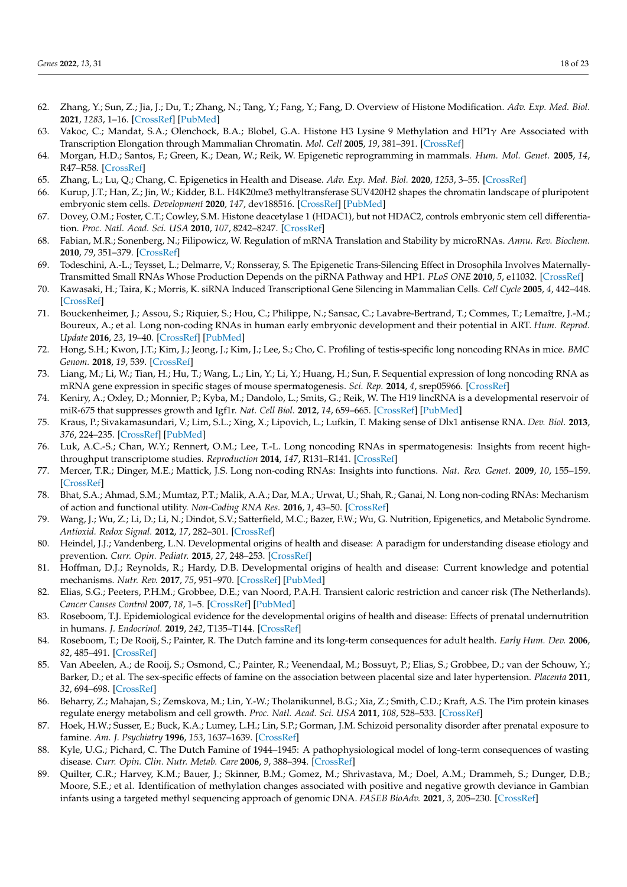62. Zhang, Y.; Sun, Z.; Jia, J.; Du, T.; Zhang, N.; Tang, Y.; Fang, Y.; Fang, D. Overview of Histone Modification. *Adv. Exp. Med. Biol.* **2021**, *1283*, 1–16. [CrossRef] [PubMed]
63. Vakoc, C.; Mandat, S.A.; Olenchock, B.A.; Blobel, G.A. Histone H3 Lysine 9 Methylation and HP1γ Are Associated with Transcription Elongation through Mammalian Chromatin. *Mol. Cell* **2005**, *19*, 381–391. [CrossRef]
64. Morgan, H.D.; Santos, F.; Green, K.; Dean, W.; Reik, W. Epigenetic reprogramming in mammals. *Hum. Mol. Genet.* **2005**, *14*, R47–R58. [CrossRef]
65. Zhang, L.; Lu, Q.; Chang, C. Epigenetics in Health and Disease. *Adv. Exp. Med. Biol.* **2020**, *1253*, 3–55. [CrossRef]
66. Kurup, J.T.; Han, Z.; Jin, W.; Kidder, B.L. H4K20me3 methyltransferase SUV420H2 shapes the chromatin landscape of pluripotent embryonic stem cells. *Development* **2020**, *147*, dev188516. [CrossRef] [PubMed]
67. Dovey, O.M.; Foster, C.T.; Cowley, S.M. Histone deacetylase 1 (HDAC1), but not HDAC2, controls embryonic stem cell differentiation. *Proc. Natl. Acad. Sci. USA* **2010**, *107*, 8242–8247. [CrossRef]
68. Fabian, M.R.; Sonenberg, N.; Filipowicz, W. Regulation of mRNA Translation and Stability by microRNAs. *Annu. Rev. Biochem.* **2010**, *79*, 351–379. [CrossRef]
69. Todeschini, A.-L.; Teysset, L.; Delmarre, V.; Ronsseray, S. The Epigenetic Trans-Silencing Effect in Drosophila Involves Maternally-Transmitted Small RNAs Whose Production Depends on the piRNA Pathway and HP1. *PLoS ONE* **2010**, *5*, e11032. [CrossRef]
70. Kawasaki, H.; Taira, K.; Morris, K. siRNA Induced Transcriptional Gene Silencing in Mammalian Cells. *Cell Cycle* **2005**, *4*, 442–448. [CrossRef]
71. Bouckenheimer, J.; Assou, S.; Riquier, S.; Hou, C.; Philippe, N.; Sansac, C.; Lavabre-Bertrand, T.; Commes, T.; Lemaître, J.-M.; Boureux, A.; et al. Long non-coding RNAs in human early embryonic development and their potential in ART. *Hum. Reprod. Update* **2016**, *23*, 19–40. [CrossRef] [PubMed]
72. Hong, S.H.; Kwon, J.T.; Kim, J.; Jeong, J.; Kim, J.; Lee, S.; Cho, C. Profiling of testis-specific long noncoding RNAs in mice. *BMC Genom.* **2018**, *19*, 539. [CrossRef]
73. Liang, M.; Li, W.; Tian, H.; Hu, T.; Wang, L.; Lin, Y.; Li, Y.; Huang, H.; Sun, F. Sequential expression of long noncoding RNA as mRNA gene expression in specific stages of mouse spermatogenesis. *Sci. Rep.* **2014**, *4*, srep05966. [CrossRef]
74. Keniry, A.; Oxley, D.; Monnier, P.; Kyba, M.; Dandolo, L.; Smits, G.; Reik, W. The H19 lincRNA is a developmental reservoir of miR-675 that suppresses growth and Igf1r. *Nat. Cell Biol.* **2012**, *14*, 659–665. [CrossRef] [PubMed]
75. Kraus, P.; Sivakamasundari, V.; Lim, S.L.; Xing, X.; Lipovich, L.; Lufkin, T. Making sense of Dlx1 antisense RNA. *Dev. Biol.* **2013**, *376*, 224–235. [CrossRef] [PubMed]
76. Luk, A.C.-S.; Chan, W.Y.; Rennert, O.M.; Lee, T.-L. Long noncoding RNAs in spermatogenesis: Insights from recent high-throughput transcriptome studies. *Reproduction* **2014**, *147*, R131–R141. [CrossRef]
77. Mercer, T.R.; Dinger, M.E.; Mattick, J.S. Long non-coding RNAs: Insights into functions. *Nat. Rev. Genet.* **2009**, *10*, 155–159. [CrossRef]
78. Bhat, S.A.; Ahmad, S.M.; Mumtaz, P.T.; Malik, A.A.; Dar, M.A.; Urwat, U.; Shah, R.; Ganai, N. Long non-coding RNAs: Mechanism of action and functional utility. *Non-Coding RNA Res.* **2016**, *1*, 43–50. [CrossRef]
79. Wang, J.; Wu, Z.; Li, D.; Li, N.; Dindot, S.V.; Satterfield, M.C.; Bazer, F.W.; Wu, G. Nutrition, Epigenetics, and Metabolic Syndrome. *Antioxid. Redox Signal.* **2012**, *17*, 282–301. [CrossRef]
80. Heindel, J.J.; Vandenberg, L.N. Developmental origins of health and disease: A paradigm for understanding disease etiology and prevention. *Curr. Opin. Pediatr.* **2015**, *27*, 248–253. [CrossRef]
81. Hoffman, D.J.; Reynolds, R.; Hardy, D.B. Developmental origins of health and disease: Current knowledge and potential mechanisms. *Nutr. Rev.* **2017**, *75*, 951–970. [CrossRef] [PubMed]
82. Elias, S.G.; Peeters, P.H.M.; Grobbee, D.E.; van Noord, P.A.H. Transient caloric restriction and cancer risk (The Netherlands). *Cancer Causes Control* **2007**, *18*, 1–5. [CrossRef] [PubMed]
83. Roseboom, T.J. Epidemiological evidence for the developmental origins of health and disease: Effects of prenatal undernutrition in humans. *J. Endocrinol.* **2019**, *242*, T135–T144. [CrossRef]
84. Roseboom, T.; De Rooij, S.; Painter, R. The Dutch famine and its long-term consequences for adult health. *Early Hum. Dev.* **2006**, *82*, 485–491. [CrossRef]
85. Van Abeelen, A.; de Rooij, S.; Osmond, C.; Painter, R.; Veenendaal, M.; Bossuyt, P.; Elias, S.; Grobbee, D.; van der Schouw, Y.; Barker, D.; et al. The sex-specific effects of famine on the association between placental size and later hypertension. *Placenta* **2011**, *32*, 694–698. [CrossRef]
86. Beharry, Z.; Mahajan, S.; Zemskova, M.; Lin, Y.-W.; Tholanikunnel, B.G.; Xia, Z.; Smith, C.D.; Kraft, A.S. The Pim protein kinases regulate energy metabolism and cell growth. *Proc. Natl. Acad. Sci. USA* **2011**, *108*, 528–533. [CrossRef]
87. Hoek, H.W.; Susser, E.; Buck, K.A.; Lumey, L.H.; Lin, S.P.; Gorman, J.M. Schizoid personality disorder after prenatal exposure to famine. *Am. J. Psychiatry* **1996**, *153*, 1637–1639. [CrossRef]
88. Kyle, U.G.; Pichard, C. The Dutch Famine of 1944–1945: A pathophysiological model of long-term consequences of wasting disease. *Curr. Opin. Clin. Nutr. Metab. Care* **2006**, *9*, 388–394. [CrossRef]
89. Quilter, C.R.; Harvey, K.M.; Bauer, J.; Skinner, B.M.; Gomez, M.; Shrivastava, M.; Doel, A.M.; Drammeh, S.; Dunger, D.B.; Moore, S.E.; et al. Identification of methylation changes associated with positive and negative growth deviance in Gambian infants using a targeted methyl sequencing approach of genomic DNA. *FASEB BioAdv.* **2021**, *3*, 205–230. [CrossRef]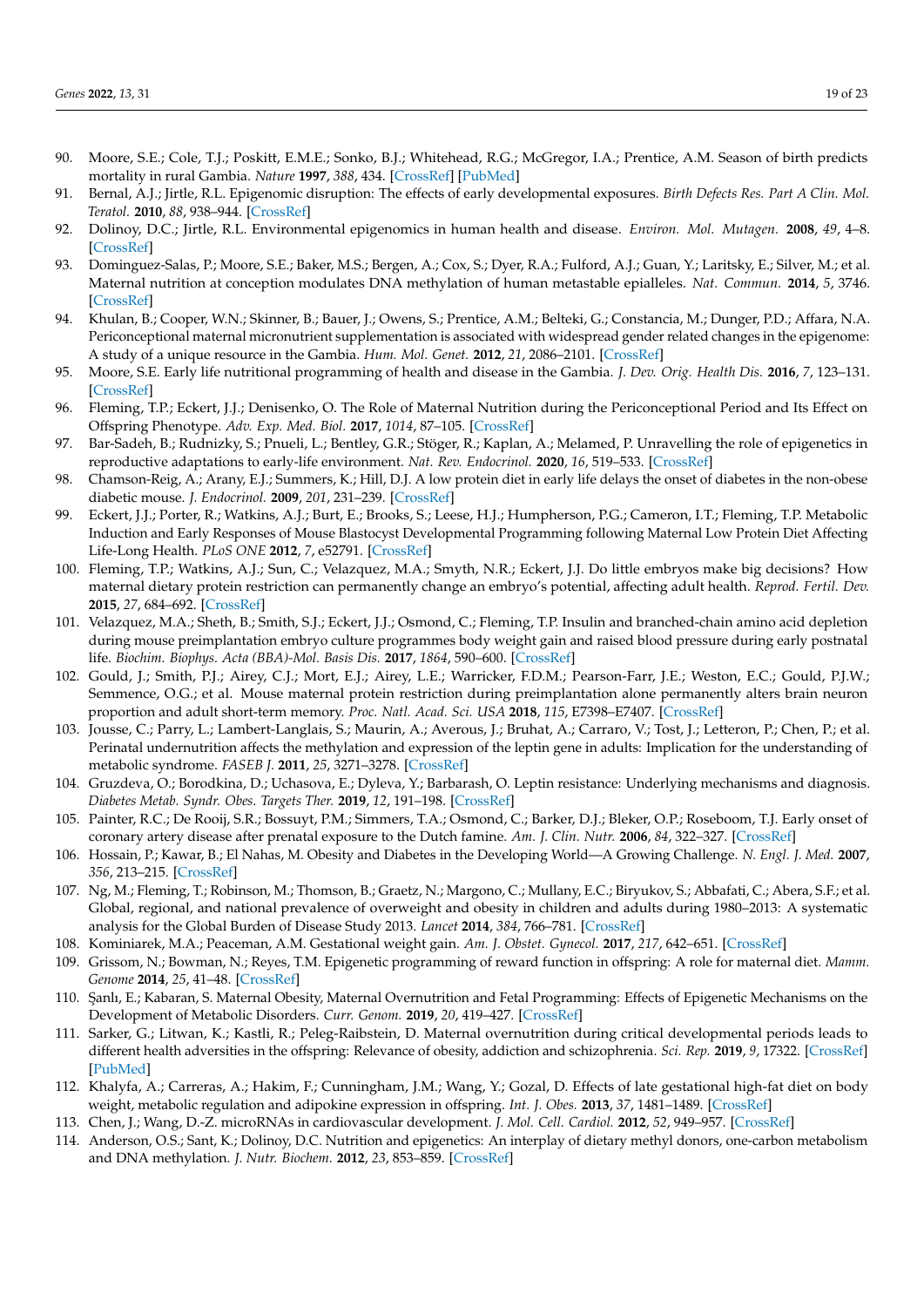90. Moore, S.E.; Cole, T.J.; Poskitt, E.M.E.; Sonko, B.J.; Whitehead, R.G.; McGregor, I.A.; Prentice, A.M. Season of birth predicts mortality in rural Gambia. *Nature* **1997**, *388*, 434. [CrossRef] [PubMed]
91. Bernal, A.J.; Jirtle, R.L. Epigenomic disruption: The effects of early developmental exposures. *Birth Defects Res. Part A Clin. Mol. Teratol.* **2010**, *88*, 938–944. [CrossRef]
92. Dolinoy, D.C.; Jirtle, R.L. Environmental epigenomics in human health and disease. *Environ. Mol. Mutagen.* **2008**, *49*, 4–8. [CrossRef]
93. Dominguez-Salas, P.; Moore, S.E.; Baker, M.S.; Bergen, A.; Cox, S.; Dyer, R.A.; Fulford, A.J.; Guan, Y.; Laritsky, E.; Silver, M.; et al. Maternal nutrition at conception modulates DNA methylation of human metastable epialleles. *Nat. Commun.* **2014**, *5*, 3746. [CrossRef]
94. Khulan, B.; Cooper, W.N.; Skinner, B.; Bauer, J.; Owens, S.; Prentice, A.M.; Belteki, G.; Constancia, M.; Dunger, P.D.; Affara, N.A. Periconceptional maternal micronutrient supplementation is associated with widespread gender related changes in the epigenome: A study of a unique resource in the Gambia. *Hum. Mol. Genet.* **2012**, *21*, 2086–2101. [CrossRef]
95. Moore, S.E. Early life nutritional programming of health and disease in the Gambia. *J. Dev. Orig. Health Dis.* **2016**, *7*, 123–131. [CrossRef]
96. Fleming, T.P.; Eckert, J.J.; Denisenko, O. The Role of Maternal Nutrition during the Periconceptional Period and Its Effect on Offspring Phenotype. *Adv. Exp. Med. Biol.* **2017**, *1014*, 87–105. [CrossRef]
97. Bar-Sadeh, B.; Rudnizky, S.; Pnueli, L.; Bentley, G.R.; Stöger, R.; Kaplan, A.; Melamed, P. Unravelling the role of epigenetics in reproductive adaptations to early-life environment. *Nat. Rev. Endocrinol.* **2020**, *16*, 519–533. [CrossRef]
98. Chamson-Reig, A.; Arany, E.J.; Summers, K.; Hill, D.J. A low protein diet in early life delays the onset of diabetes in the non-obese diabetic mouse. *J. Endocrinol.* **2009**, *201*, 231–239. [CrossRef]
99. Eckert, J.J.; Porter, R.; Watkins, A.J.; Burt, E.; Brooks, S.; Leese, H.J.; Humpherson, P.G.; Cameron, I.T.; Fleming, T.P. Metabolic Induction and Early Responses of Mouse Blastocyst Developmental Programming following Maternal Low Protein Diet Affecting Life-Long Health. *PLoS ONE* **2012**, *7*, e52791. [CrossRef]
100. Fleming, T.P.; Watkins, A.J.; Sun, C.; Velazquez, M.A.; Smyth, N.R.; Eckert, J.J. Do little embryos make big decisions? How maternal dietary protein restriction can permanently change an embryo's potential, affecting adult health. *Reprod. Fertil. Dev.* **2015**, *27*, 684–692. [CrossRef]
101. Velazquez, M.A.; Sheth, B.; Smith, S.J.; Eckert, J.J.; Osmond, C.; Fleming, T.P. Insulin and branched-chain amino acid depletion during mouse preimplantation embryo culture programmes body weight gain and raised blood pressure during early postnatal life. *Biochim. Biophys. Acta (BBA)-Mol. Basis Dis.* **2017**, *1864*, 590–600. [CrossRef]
102. Gould, J.; Smith, P.J.; Airey, C.J.; Mort, E.J.; Airey, L.E.; Warricker, F.D.M.; Pearson-Farr, J.E.; Weston, E.C.; Gould, P.J.W.; Semmence, O.G.; et al. Mouse maternal protein restriction during preimplantation alone permanently alters brain neuron proportion and adult short-term memory. *Proc. Natl. Acad. Sci. USA* **2018**, *115*, E7398–E7407. [CrossRef]
103. Jousse, C.; Parry, L.; Lambert-Langlais, S.; Maurin, A.; Averous, J.; Bruhat, A.; Carraro, V.; Tost, J.; Letteron, P.; Chen, P.; et al. Perinatal undernutrition affects the methylation and expression of the leptin gene in adults: Implication for the understanding of metabolic syndrome. *FASEB J.* **2011**, *25*, 3271–3278. [CrossRef]
104. Gruzdeva, O.; Borodkina, D.; Uchasova, E.; Dyleva, Y.; Barbarash, O. Leptin resistance: Underlying mechanisms and diagnosis. *Diabetes Metab. Syndr. Obes. Targets Ther.* **2019**, *12*, 191–198. [CrossRef]
105. Painter, R.C.; De Rooij, S.R.; Bossuyt, P.M.; Simmers, T.A.; Osmond, C.; Barker, D.J.; Bleker, O.P.; Roseboom, T.J. Early onset of coronary artery disease after prenatal exposure to the Dutch famine. *Am. J. Clin. Nutr.* **2006**, *84*, 322–327. [CrossRef]
106. Hossain, P.; Kawar, B.; El Nahas, M. Obesity and Diabetes in the Developing World—A Growing Challenge. *N. Engl. J. Med.* **2007**, *356*, 213–215. [CrossRef]
107. Ng, M.; Fleming, T.; Robinson, M.; Thomson, B.; Graetz, N.; Margono, C.; Mullany, E.C.; Biryukov, S.; Abbafati, C.; Abera, S.F.; et al. Global, regional, and national prevalence of overweight and obesity in children and adults during 1980–2013: A systematic analysis for the Global Burden of Disease Study 2013. *Lancet* **2014**, *384*, 766–781. [CrossRef]
108. Kominiarek, M.A.; Peaceman, A.M. Gestational weight gain. *Am. J. Obstet. Gynecol.* **2017**, *217*, 642–651. [CrossRef]
109. Grissom, N.; Bowman, N.; Reyes, T.M. Epigenetic programming of reward function in offspring: A role for maternal diet. *Mamm. Genome* **2014**, *25*, 41–48. [CrossRef]
110. Şanlı, E.; Kabaran, S. Maternal Obesity, Maternal Overnutrition and Fetal Programming: Effects of Epigenetic Mechanisms on the Development of Metabolic Disorders. *Curr. Genom.* **2019**, *20*, 419–427. [CrossRef]
111. Sarker, G.; Litwan, K.; Kastli, R.; Peleg-Raibstein, D. Maternal overnutrition during critical developmental periods leads to different health adversities in the offspring: Relevance of obesity, addiction and schizophrenia. *Sci. Rep.* **2019**, *9*, 17322. [CrossRef] [PubMed]
112. Khalyfa, A.; Carreras, A.; Hakim, F.; Cunningham, J.M.; Wang, Y.; Gozal, D. Effects of late gestational high-fat diet on body weight, metabolic regulation and adipokine expression in offspring. *Int. J. Obes.* **2013**, *37*, 1481–1489. [CrossRef]
113. Chen, J.; Wang, D.-Z. microRNAs in cardiovascular development. *J. Mol. Cell. Cardiol.* **2012**, *52*, 949–957. [CrossRef]
114. Anderson, O.S.; Sant, K.; Dolinoy, D.C. Nutrition and epigenetics: An interplay of dietary methyl donors, one-carbon metabolism and DNA methylation. *J. Nutr. Biochem.* **2012**, *23*, 853–859. [CrossRef]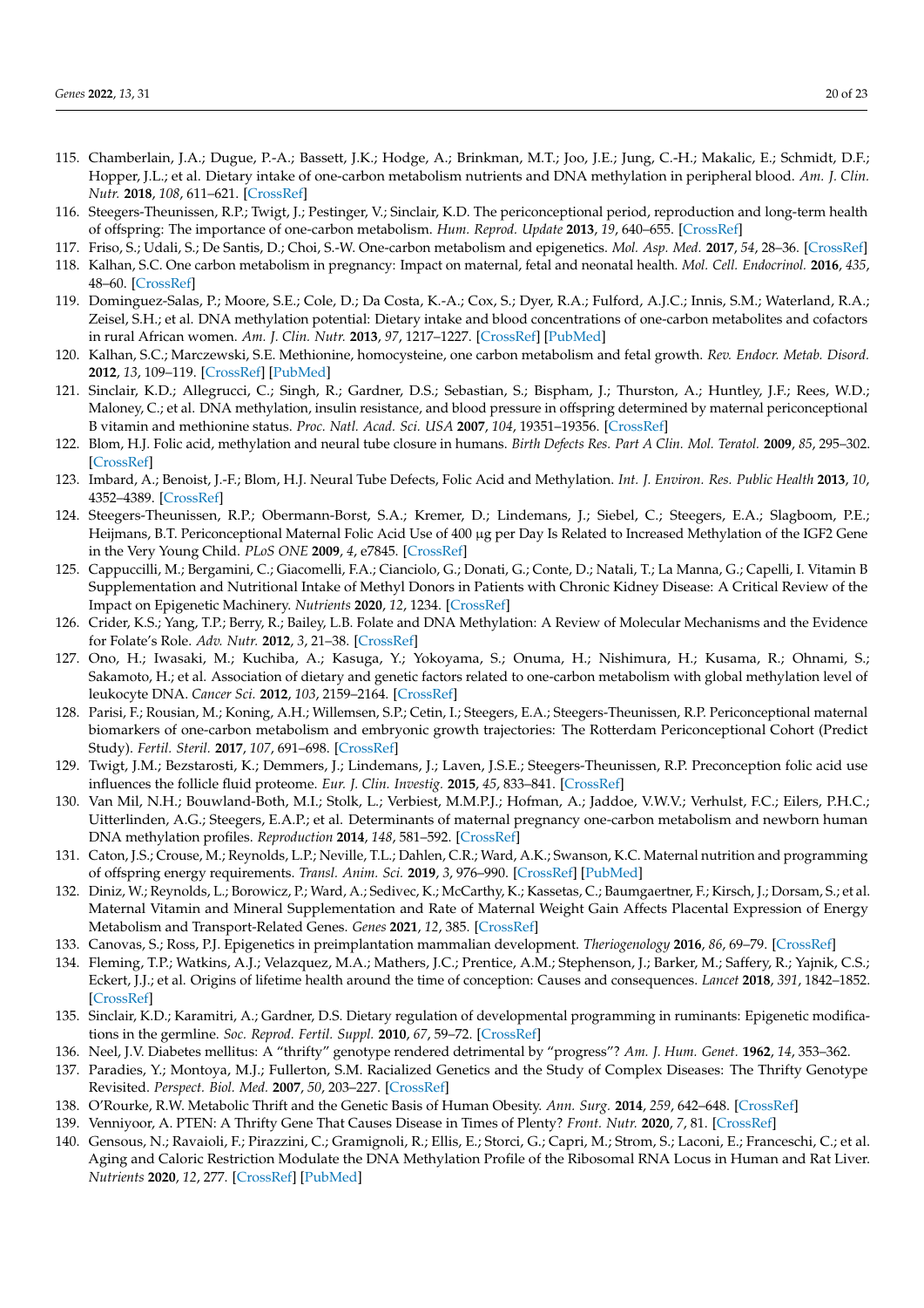115. Chamberlain, J.A.; Dugue, P.-A.; Bassett, J.K.; Hodge, A.; Brinkman, M.T.; Joo, J.E.; Jung, C.-H.; Makalic, E.; Schmidt, D.F.; Hopper, J.L.; et al. Dietary intake of one-carbon metabolism nutrients and DNA methylation in peripheral blood. *Am. J. Clin. Nutr.* **2018**, *108*, 611–621. [CrossRef]
116. Steegers-Theunissen, R.P.; Twigt, J.; Pestinger, V.; Sinclair, K.D. The periconceptional period, reproduction and long-term health of offspring: The importance of one-carbon metabolism. *Hum. Reprod. Update* **2013**, *19*, 640–655. [CrossRef]
117. Friso, S.; Udali, S.; De Santis, D.; Choi, S.-W. One-carbon metabolism and epigenetics. *Mol. Asp. Med.* **2017**, *54*, 28–36. [CrossRef]
118. Kalhan, S.C. One carbon metabolism in pregnancy: Impact on maternal, fetal and neonatal health. *Mol. Cell. Endocrinol.* **2016**, *435*, 48–60. [CrossRef]
119. Dominguez-Salas, P.; Moore, S.E.; Cole, D.; Da Costa, K.-A.; Cox, S.; Dyer, R.A.; Fulford, A.J.C.; Innis, S.M.; Waterland, R.A.; Zeisel, S.H.; et al. DNA methylation potential: Dietary intake and blood concentrations of one-carbon metabolites and cofactors in rural African women. *Am. J. Clin. Nutr.* **2013**, *97*, 1217–1227. [CrossRef] [PubMed]
120. Kalhan, S.C.; Marczewski, S.E. Methionine, homocysteine, one carbon metabolism and fetal growth. *Rev. Endocr. Metab. Disord.* **2012**, *13*, 109–119. [CrossRef] [PubMed]
121. Sinclair, K.D.; Allegrucci, C.; Singh, R.; Gardner, D.S.; Sebastian, S.; Bispham, J.; Thurston, A.; Huntley, J.F.; Rees, W.D.; Maloney, C.; et al. DNA methylation, insulin resistance, and blood pressure in offspring determined by maternal periconceptional B vitamin and methionine status. *Proc. Natl. Acad. Sci. USA* **2007**, *104*, 19351–19356. [CrossRef]
122. Blom, H.J. Folic acid, methylation and neural tube closure in humans. *Birth Defects Res. Part A Clin. Mol. Teratol.* **2009**, *85*, 295–302. [CrossRef]
123. Imbard, A.; Benoist, J.-F.; Blom, H.J. Neural Tube Defects, Folic Acid and Methylation. *Int. J. Environ. Res. Public Health* **2013**, *10*, 4352–4389. [CrossRef]
124. Steegers-Theunissen, R.P.; Obermann-Borst, S.A.; Kremer, D.; Lindemans, J.; Siebel, C.; Steegers, E.A.; Slagboom, P.E.; Heijmans, B.T. Periconceptional Maternal Folic Acid Use of 400 µg per Day Is Related to Increased Methylation of the IGF2 Gene in the Very Young Child. *PLoS ONE* **2009**, *4*, e7845. [CrossRef]
125. Cappuccilli, M.; Bergamini, C.; Giacomelli, F.A.; Cianciolo, G.; Donati, G.; Conte, D.; Natali, T.; La Manna, G.; Capelli, I. Vitamin B Supplementation and Nutritional Intake of Methyl Donors in Patients with Chronic Kidney Disease: A Critical Review of the Impact on Epigenetic Machinery. *Nutrients* **2020**, *12*, 1234. [CrossRef]
126. Crider, K.S.; Yang, T.P.; Berry, R.; Bailey, L.B. Folate and DNA Methylation: A Review of Molecular Mechanisms and the Evidence for Folate's Role. *Adv. Nutr.* **2012**, *3*, 21–38. [CrossRef]
127. Ono, H.; Iwasaki, M.; Kuchiba, A.; Kasuga, Y.; Yokoyama, S.; Onuma, H.; Nishimura, H.; Kusama, R.; Ohnami, S.; Sakamoto, H.; et al. Association of dietary and genetic factors related to one-carbon metabolism with global methylation level of leukocyte DNA. *Cancer Sci.* **2012**, *103*, 2159–2164. [CrossRef]
128. Parisi, F.; Rousian, M.; Koning, A.H.; Willemsen, S.P.; Cetin, I.; Steegers, E.A.; Steegers-Theunissen, R.P. Periconceptional maternal biomarkers of one-carbon metabolism and embryonic growth trajectories: The Rotterdam Periconceptional Cohort (Predict Study). *Fertil. Steril.* **2017**, *107*, 691–698. [CrossRef]
129. Twigt, J.M.; Bezstarosti, K.; Demmers, J.; Lindemans, J.; Laven, J.S.E.; Steegers-Theunissen, R.P. Preconception folic acid use influences the follicle fluid proteome. *Eur. J. Clin. Investig.* **2015**, *45*, 833–841. [CrossRef]
130. Van Mil, N.H.; Bouwland-Both, M.I.; Stolk, L.; Verbiest, M.M.P.J.; Hofman, A.; Jaddoe, V.W.V.; Verhulst, F.C.; Eilers, P.H.C.; Uitterlinden, A.G.; Steegers, E.A.P.; et al. Determinants of maternal pregnancy one-carbon metabolism and newborn human DNA methylation profiles. *Reproduction* **2014**, *148*, 581–592. [CrossRef]
131. Caton, J.S.; Crouse, M.; Reynolds, L.P.; Neville, T.L.; Dahlen, C.R.; Ward, A.K.; Swanson, K.C. Maternal nutrition and programming of offspring energy requirements. *Transl. Anim. Sci.* **2019**, *3*, 976–990. [CrossRef] [PubMed]
132. Diniz, W.; Reynolds, L.; Borowicz, P.; Ward, A.; Sedivec, K.; McCarthy, K.; Kassetas, C.; Baumgaertner, F.; Kirsch, J.; Dorsam, S.; et al. Maternal Vitamin and Mineral Supplementation and Rate of Maternal Weight Gain Affects Placental Expression of Energy Metabolism and Transport-Related Genes. *Genes* **2021**, *12*, 385. [CrossRef]
133. Canovas, S.; Ross, P.J. Epigenetics in preimplantation mammalian development. *Theriogenology* **2016**, *86*, 69–79. [CrossRef]
134. Fleming, T.P.; Watkins, A.J.; Velazquez, M.A.; Mathers, J.C.; Prentice, A.M.; Stephenson, J.; Barker, M.; Saffery, R.; Yajnik, C.S.; Eckert, J.J.; et al. Origins of lifetime health around the time of conception: Causes and consequences. *Lancet* **2018**, *391*, 1842–1852. [CrossRef]
135. Sinclair, K.D.; Karamitri, A.; Gardner, D.S. Dietary regulation of developmental programming in ruminants: Epigenetic modifications in the germline. *Soc. Reprod. Fertil. Suppl.* **2010**, *67*, 59–72. [CrossRef]
136. Neel, J.V. Diabetes mellitus: A "thrifty" genotype rendered detrimental by "progress"? *Am. J. Hum. Genet.* **1962**, *14*, 353–362.
137. Paradies, Y.; Montoya, M.J.; Fullerton, S.M. Racialized Genetics and the Study of Complex Diseases: The Thrifty Genotype Revisited. *Perspect. Biol. Med.* **2007**, *50*, 203–227. [CrossRef]
138. O'Rourke, R.W. Metabolic Thrift and the Genetic Basis of Human Obesity. *Ann. Surg.* **2014**, *259*, 642–648. [CrossRef]
139. Venniyoor, A. PTEN: A Thrifty Gene That Causes Disease in Times of Plenty? *Front. Nutr.* **2020**, *7*, 81. [CrossRef]
140. Gensous, N.; Ravaioli, F.; Pirazzini, C.; Gramignoli, R.; Ellis, E.; Storci, G.; Capri, M.; Strom, S.; Laconi, E.; Franceschi, C.; et al. Aging and Caloric Restriction Modulate the DNA Methylation Profile of the Ribosomal RNA Locus in Human and Rat Liver. *Nutrients* **2020**, *12*, 277. [CrossRef] [PubMed]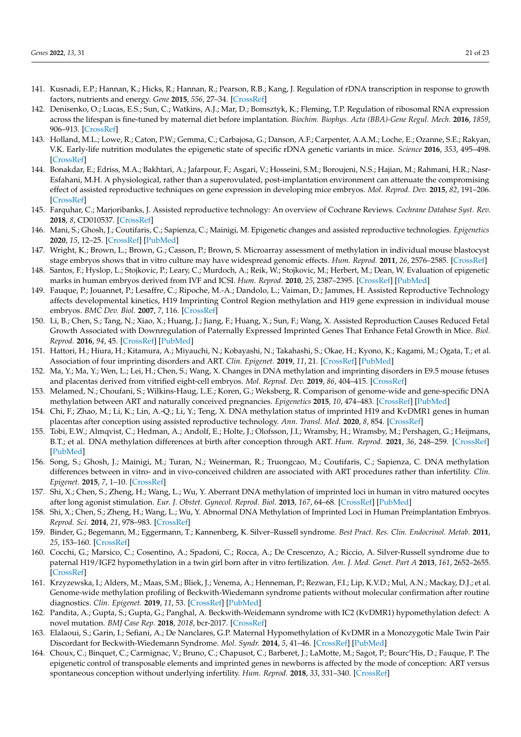141. Kusnadi, E.P.; Hannan, K.; Hicks, R.; Hannan, R.; Pearson, R.B.; Kang, J. Regulation of rDNA transcription in response to growth factors, nutrients and energy. *Gene* **2015**, *556*, 27–34. [CrossRef]
142. Denisenko, O.; Lucas, E.S.; Sun, C.; Watkins, A.J.; Mar, D.; Bomsztyk, K.; Fleming, T.P. Regulation of ribosomal RNA expression across the lifespan is fine-tuned by maternal diet before implantation. *Biochim. Biophys. Acta (BBA)-Gene Regul. Mech.* **2016**, *1859*, 906–913. [CrossRef]
143. Holland, M.L.; Lowe, R.; Caton, P.W.; Gemma, C.; Carbajosa, G.; Danson, A.F.; Carpenter, A.A.M.; Loche, E.; Ozanne, S.E.; Rakyan, V.K. Early-life nutrition modulates the epigenetic state of specific rDNA genetic variants in mice. *Science* **2016**, *353*, 495–498. [CrossRef]
144. Bonakdar, E.; Edriss, M.A.; Bakhtari, A.; Jafarpour, F.; Asgari, V.; Hosseini, S.M.; Boroujeni, N.S.; Hajian, M.; Rahmani, H.R.; Nasr-Esfahani, M.H. A physiological, rather than a superovulated, post-implantation environment can attenuate the compromising effect of assisted reproductive techniques on gene expression in developing mice embryos. *Mol. Reprod. Dev.* **2015**, *82*, 191–206. [CrossRef]
145. Farquhar, C.; Marjoribanks, J. Assisted reproductive technology: An overview of Cochrane Reviews. *Cochrane Database Syst. Rev.* **2018**, *8*, CD010537. [CrossRef]
146. Mani, S.; Ghosh, J.; Coutifaris, C.; Sapienza, C.; Mainigi, M. Epigenetic changes and assisted reproductive technologies. *Epigenetics* **2020**, *15*, 12–25. [CrossRef] [PubMed]
147. Wright, K.; Brown, L.; Brown, G.; Casson, P.; Brown, S. Microarray assessment of methylation in individual mouse blastocyst stage embryos shows that in vitro culture may have widespread genomic effects. *Hum. Reprod.* **2011**, *26*, 2576–2585. [CrossRef]
148. Santos, F.; Hyslop, L.; Stojkovic, P.; Leary, C.; Murdoch, A.; Reik, W.; Stojkovic, M.; Herbert, M.; Dean, W. Evaluation of epigenetic marks in human embryos derived from IVF and ICSI. *Hum. Reprod.* **2010**, *25*, 2387–2395. [CrossRef] [PubMed]
149. Fauque, P.; Jouannet, P.; Lesaffre, C.; Ripoche, M.-A.; Dandolo, L.; Vaiman, D.; Jammes, H. Assisted Reproductive Technology affects developmental kinetics, H19 Imprinting Control Region methylation and H19 gene expression in individual mouse embryos. *BMC Dev. Biol.* **2007**, *7*, 116. [CrossRef]
150. Li, B.; Chen, S.; Tang, N.; Xiao, X.; Huang, J.; Jiang, F.; Huang, X.; Sun, F.; Wang, X. Assisted Reproduction Causes Reduced Fetal Growth Associated with Downregulation of Paternally Expressed Imprinted Genes That Enhance Fetal Growth in Mice. *Biol. Reprod.* **2016**, *94*, 45. [CrossRef] [PubMed]
151. Hattori, H.; Hiura, H.; Kitamura, A.; Miyauchi, N.; Kobayashi, N.; Takahashi, S.; Okae, H.; Kyono, K.; Kagami, M.; Ogata, T.; et al. Association of four imprinting disorders and ART. *Clin. Epigenet.* **2019**, *11*, 21. [CrossRef] [PubMed]
152. Ma, Y.; Ma, Y.; Wen, L.; Lei, H.; Chen, S.; Wang, X. Changes in DNA methylation and imprinting disorders in E9.5 mouse fetuses and placentas derived from vitrified eight-cell embryos. *Mol. Reprod. Dev.* **2019**, *86*, 404–415. [CrossRef]
153. Melamed, N.; Choufani, S.; Wilkins-Haug, L.E.; Koren, G.; Weksberg, R. Comparison of genome-wide and gene-specific DNA methylation between ART and naturally conceived pregnancies. *Epigenetics* **2015**, *10*, 474–483. [CrossRef] [PubMed]
154. Chi, F.; Zhao, M.; Li, K.; Lin, A.-Q.; Li, Y.; Teng, X. DNA methylation status of imprinted H19 and KvDMR1 genes in human placentas after conception using assisted reproductive technology. *Ann. Transl. Med.* **2020**, *8*, 854. [CrossRef]
155. Tobi, E.W.; Almqvist, C.; Hedman, A.; Andolf, E.; Holte, J.; Olofsson, J.I.; Wramsby, H.; Wramsby, M.; Pershagen, G.; Heijmans, B.T.; et al. DNA methylation differences at birth after conception through ART. *Hum. Reprod.* **2021**, *36*, 248–259. [CrossRef] [PubMed]
156. Song, S.; Ghosh, J.; Mainigi, M.; Turan, N.; Weinerman, R.; Truongcao, M.; Coutifaris, C.; Sapienza, C. DNA methylation differences between in vitro- and in vivo-conceived children are associated with ART procedures rather than infertility. *Clin. Epigenet.* **2015**, *7*, 1–10. [CrossRef]
157. Shi, X.; Chen, S.; Zheng, H.; Wang, L.; Wu, Y. Aberrant DNA methylation of imprinted loci in human in vitro matured oocytes after long agonist stimulation. *Eur. J. Obstet. Gynecol. Reprod. Biol.* **2013**, *167*, 64–68. [CrossRef] [PubMed]
158. Shi, X.; Chen, S.; Zheng, H.; Wang, L.; Wu, Y. Abnormal DNA Methylation of Imprinted Loci in Human Preimplantation Embryos. *Reprod. Sci.* **2014**, *21*, 978–983. [CrossRef]
159. Binder, G.; Begemann, M.; Eggermann, T.; Kannenberg, K. Silver–Russell syndrome. *Best Pract. Res. Clin. Endocrinol. Metab.* **2011**, *25*, 153–160. [CrossRef]
160. Cocchi, G.; Marsico, C.; Cosentino, A.; Spadoni, C.; Rocca, A.; De Crescenzo, A.; Riccio, A. Silver-Russell syndrome due to paternal H19/IGF2 hypomethylation in a twin girl born after in vitro fertilization. *Am. J. Med. Genet. Part A* **2013**, *161*, 2652–2655. [CrossRef]
161. Krzyzewska, I.; Alders, M.; Maas, S.M.; Bliek, J.; Venema, A.; Henneman, P.; Rezwan, F.I.; Lip, K.V.D.; Mul, A.N.; Mackay, D.J.; et al. Genome-wide methylation profiling of Beckwith-Wiedemann syndrome patients without molecular confirmation after routine diagnostics. *Clin. Epigenet.* **2019**, *11*, 53. [CrossRef] [PubMed]
162. Pandita, A.; Gupta, S.; Gupta, G.; Panghal, A. Beckwith-Weidemann syndrome with IC2 (KvDMR1) hypomethylation defect: A novel mutation. *BMJ Case Rep.* **2018**, *2018*, bcr-2017. [CrossRef]
163. Elalaoui, S.; Garin, I.; Sefiani, A.; De Nanclares, G.P. Maternal Hypomethylation of KvDMR in a Monozygotic Male Twin Pair Discordant for Beckwith-Wiedemann Syndrome. *Mol. Syndr.* **2014**, *5*, 41–46. [CrossRef] [PubMed]
164. Choux, C.; Binquet, C.; Carmignac, V.; Bruno, C.; Chapusot, C.; Barberet, J.; LaMotte, M.; Sagot, P.; Bourc'His, D.; Fauque, P. The epigenetic control of transposable elements and imprinted genes in newborns is affected by the mode of conception: ART versus spontaneous conception without underlying infertility. *Hum. Reprod.* **2018**, *33*, 331–340. [CrossRef]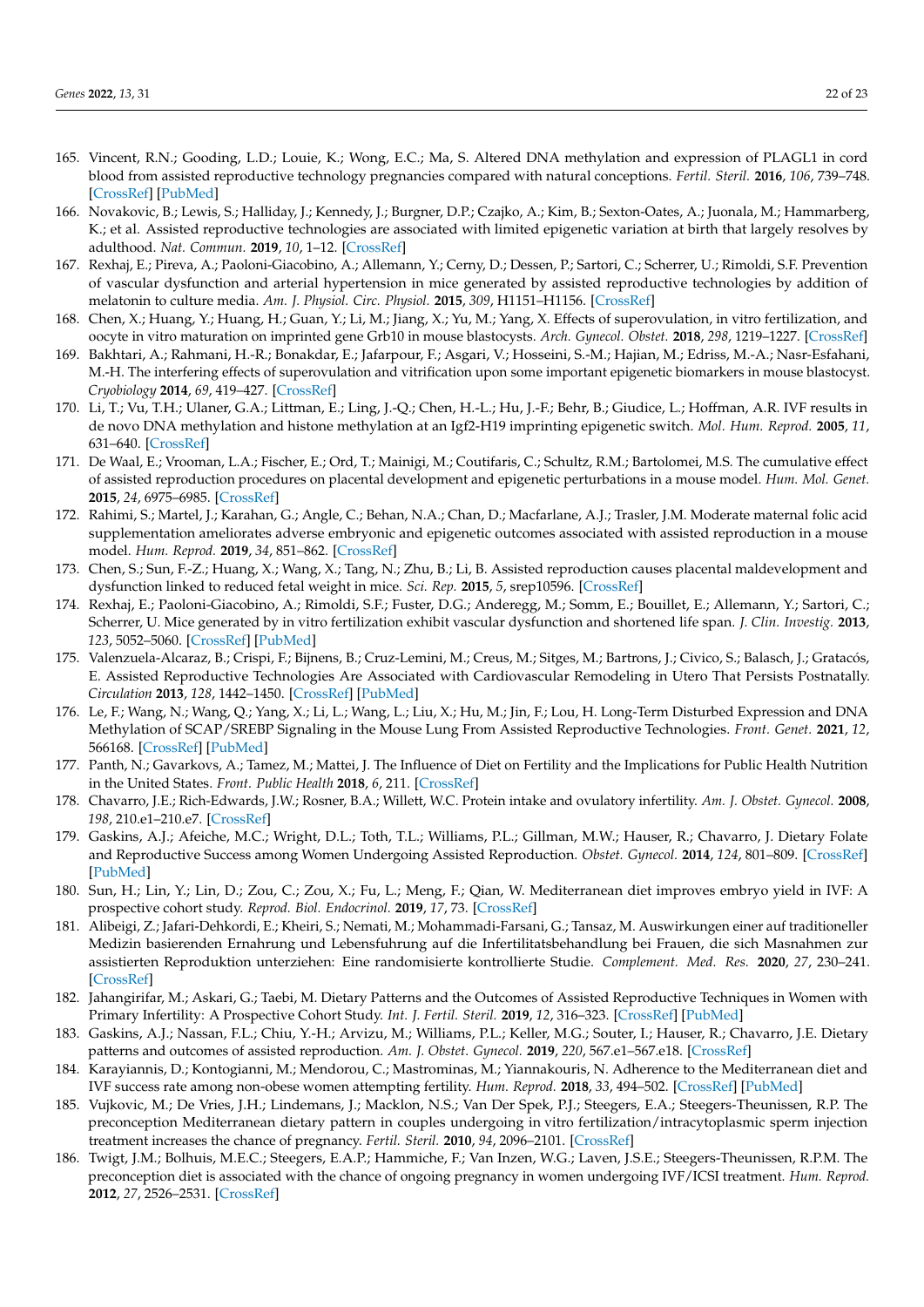165. Vincent, R.N.; Gooding, L.D.; Louie, K.; Wong, E.C.; Ma, S. Altered DNA methylation and expression of PLAGL1 in cord blood from assisted reproductive technology pregnancies compared with natural conceptions. *Fertil. Steril.* **2016**, *106*, 739–748. [CrossRef] [PubMed]
166. Novakovic, B.; Lewis, S.; Halliday, J.; Kennedy, J.; Burgner, D.P.; Czajko, A.; Kim, B.; Sexton-Oates, A.; Juonala, M.; Hammarberg, K.; et al. Assisted reproductive technologies are associated with limited epigenetic variation at birth that largely resolves by adulthood. *Nat. Commun.* **2019**, *10*, 1–12. [CrossRef]
167. Rexhaj, E.; Pireva, A.; Paoloni-Giacobino, A.; Allemann, Y.; Cerny, D.; Dessen, P.; Sartori, C.; Scherrer, U.; Rimoldi, S.F. Prevention of vascular dysfunction and arterial hypertension in mice generated by assisted reproductive technologies by addition of melatonin to culture media. *Am. J. Physiol. Circ. Physiol.* **2015**, *309*, H1151–H1156. [CrossRef]
168. Chen, X.; Huang, Y.; Huang, H.; Guan, Y.; Li, M.; Jiang, X.; Yu, M.; Yang, X. Effects of superovulation, in vitro fertilization, and oocyte in vitro maturation on imprinted gene Grb10 in mouse blastocysts. *Arch. Gynecol. Obstet.* **2018**, *298*, 1219–1227. [CrossRef]
169. Bakhtari, A.; Rahmani, H.-R.; Bonakdar, E.; Jafarpour, F.; Asgari, V.; Hosseini, S.-M.; Hajian, M.; Edriss, M.-A.; Nasr-Esfahani, M.-H. The interfering effects of superovulation and vitrification upon some important epigenetic biomarkers in mouse blastocyst. *Cryobiology* **2014**, *69*, 419–427. [CrossRef]
170. Li, T.; Vu, T.H.; Ulaner, G.A.; Littman, E.; Ling, J.-Q.; Chen, H.-L.; Hu, J.-F.; Behr, B.; Giudice, L.; Hoffman, A.R. IVF results in de novo DNA methylation and histone methylation at an Igf2-H19 imprinting epigenetic switch. *Mol. Hum. Reprod.* **2005**, *11*, 631–640. [CrossRef]
171. De Waal, E.; Vrooman, L.A.; Fischer, E.; Ord, T.; Mainigi, M.; Coutifaris, C.; Schultz, R.M.; Bartolomei, M.S. The cumulative effect of assisted reproduction procedures on placental development and epigenetic perturbations in a mouse model. *Hum. Mol. Genet.* **2015**, *24*, 6975–6985. [CrossRef]
172. Rahimi, S.; Martel, J.; Karahan, G.; Angle, C.; Behan, N.A.; Chan, D.; Macfarlane, A.J.; Trasler, J.M. Moderate maternal folic acid supplementation ameliorates adverse embryonic and epigenetic outcomes associated with assisted reproduction in a mouse model. *Hum. Reprod.* **2019**, *34*, 851–862. [CrossRef]
173. Chen, S.; Sun, F.-Z.; Huang, X.; Wang, X.; Tang, N.; Zhu, B.; Li, B. Assisted reproduction causes placental maldevelopment and dysfunction linked to reduced fetal weight in mice. *Sci. Rep.* **2015**, *5*, srep10596. [CrossRef]
174. Rexhaj, E.; Paoloni-Giacobino, A.; Rimoldi, S.F.; Fuster, D.G.; Anderegg, M.; Somm, E.; Bouillet, E.; Allemann, Y.; Sartori, C.; Scherrer, U. Mice generated by in vitro fertilization exhibit vascular dysfunction and shortened life span. *J. Clin. Investig.* **2013**, *123*, 5052–5060. [CrossRef] [PubMed]
175. Valenzuela-Alcaraz, B.; Crispi, F.; Bijnens, B.; Cruz-Lemini, M.; Creus, M.; Sitges, M.; Bartrons, J.; Civico, S.; Balasch, J.; Gratacós, E. Assisted Reproductive Technologies Are Associated with Cardiovascular Remodeling in Utero That Persists Postnatally. *Circulation* **2013**, *128*, 1442–1450. [CrossRef] [PubMed]
176. Le, F.; Wang, N.; Wang, Q.; Yang, X.; Li, L.; Wang, L.; Liu, X.; Hu, M.; Jin, F.; Lou, H. Long-Term Disturbed Expression and DNA Methylation of SCAP/SREBP Signaling in the Mouse Lung From Assisted Reproductive Technologies. *Front. Genet.* **2021**, *12*, 566168. [CrossRef] [PubMed]
177. Panth, N.; Gavarkovs, A.; Tamez, M.; Mattei, J. The Influence of Diet on Fertility and the Implications for Public Health Nutrition in the United States. *Front. Public Health* **2018**, *6*, 211. [CrossRef]
178. Chavarro, J.E.; Rich-Edwards, J.W.; Rosner, B.A.; Willett, W.C. Protein intake and ovulatory infertility. *Am. J. Obstet. Gynecol.* **2008**, *198*, 210.e1–210.e7. [CrossRef]
179. Gaskins, A.J.; Afeiche, M.C.; Wright, D.L.; Toth, T.L.; Williams, P.L.; Gillman, M.W.; Hauser, R.; Chavarro, J. Dietary Folate and Reproductive Success among Women Undergoing Assisted Reproduction. *Obstet. Gynecol.* **2014**, *124*, 801–809. [CrossRef] [PubMed]
180. Sun, H.; Lin, Y.; Lin, D.; Zou, C.; Zou, X.; Fu, L.; Meng, F.; Qian, W. Mediterranean diet improves embryo yield in IVF: A prospective cohort study. *Reprod. Biol. Endocrinol.* **2019**, *17*, 73. [CrossRef]
181. Alibeigi, Z.; Jafari-Dehkordi, E.; Kheiri, S.; Nemati, M.; Mohammadi-Farsani, G.; Tansaz, M. Auswirkungen einer auf traditioneller Medizin basierenden Ernahrung und Lebensfuhrung auf die Infertilitatsbehandlung bei Frauen, die sich Masnahmen zur assistierten Reproduktion unterziehen: Eine randomisierte kontrollierte Studie. *Complement. Med. Res.* **2020**, *27*, 230–241. [CrossRef]
182. Jahangirifar, M.; Askari, G.; Taebi, M. Dietary Patterns and the Outcomes of Assisted Reproductive Techniques in Women with Primary Infertility: A Prospective Cohort Study. *Int. J. Fertil. Steril.* **2019**, *12*, 316–323. [CrossRef] [PubMed]
183. Gaskins, A.J.; Nassan, F.L.; Chiu, Y.-H.; Arvizu, M.; Williams, P.L.; Keller, M.G.; Souter, I.; Hauser, R.; Chavarro, J.E. Dietary patterns and outcomes of assisted reproduction. *Am. J. Obstet. Gynecol.* **2019**, *220*, 567.e1–567.e18. [CrossRef]
184. Karayiannis, D.; Kontogianni, M.; Mendorou, C.; Mastrominas, M.; Yiannakouris, N. Adherence to the Mediterranean diet and IVF success rate among non-obese women attempting fertility. *Hum. Reprod.* **2018**, *33*, 494–502. [CrossRef] [PubMed]
185. Vujkovic, M.; De Vries, J.H.; Lindemans, J.; Macklon, N.S.; Van Der Spek, P.J.; Steegers, E.A.; Steegers-Theunissen, R.P. The preconception Mediterranean dietary pattern in couples undergoing in vitro fertilization/intracytoplasmic sperm injection treatment increases the chance of pregnancy. *Fertil. Steril.* **2010**, *94*, 2096–2101. [CrossRef]
186. Twigt, J.M.; Bolhuis, M.E.C.; Steegers, E.A.P.; Hammiche, F.; Van Inzen, W.G.; Laven, J.S.E.; Steegers-Theunissen, R.P.M. The preconception diet is associated with the chance of ongoing pregnancy in women undergoing IVF/ICSI treatment. *Hum. Reprod.* **2012**, *27*, 2526–2531. [CrossRef]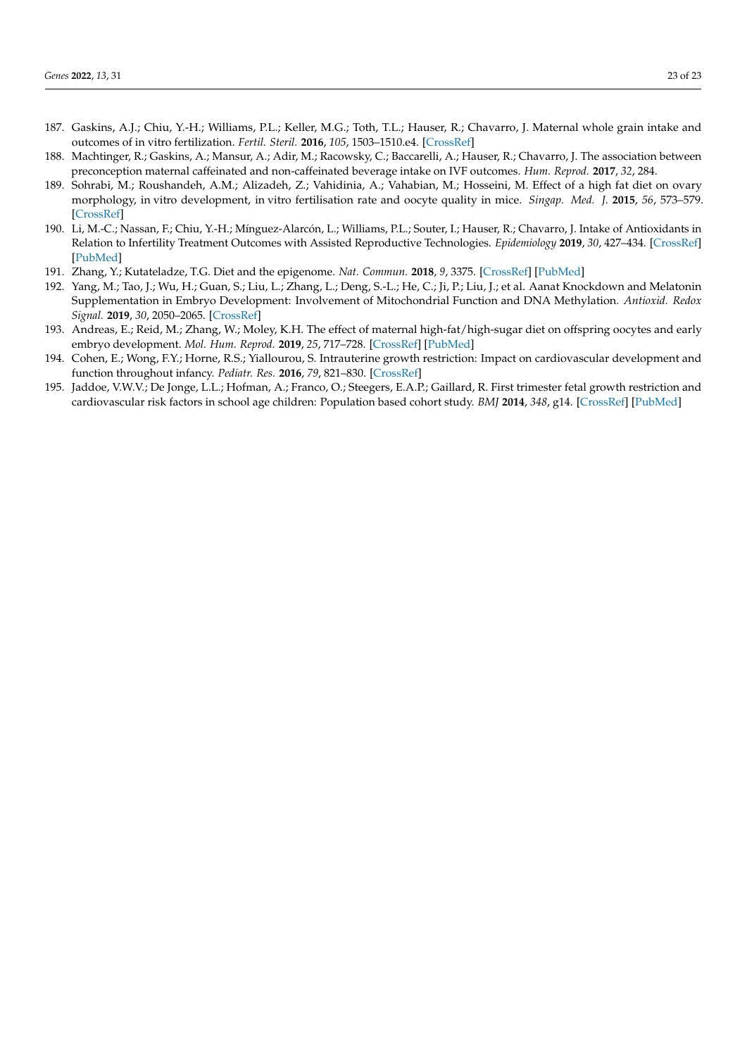187. Gaskins, A.J.; Chiu, Y.-H.; Williams, P.L.; Keller, M.G.; Toth, T.L.; Hauser, R.; Chavarro, J. Maternal whole grain intake and outcomes of in vitro fertilization. *Fertil. Steril.* **2016**, *105*, 1503–1510.e4. [CrossRef]
188. Machtinger, R.; Gaskins, A.; Mansur, A.; Adir, M.; Racowsky, C.; Baccarelli, A.; Hauser, R.; Chavarro, J. The association between preconception maternal caffeinated and non-caffeinated beverage intake on IVF outcomes. *Hum. Reprod.* **2017**, *32*, 284.
189. Sohrabi, M.; Roushandeh, A.M.; Alizadeh, Z.; Vahidinia, A.; Vahabian, M.; Hosseini, M. Effect of a high fat diet on ovary morphology, in vitro development, in vitro fertilisation rate and oocyte quality in mice. *Singap. Med. J.* **2015**, *56*, 573–579. [CrossRef]
190. Li, M.-C.; Nassan, F.; Chiu, Y.-H.; Mínguez-Alarcón, L.; Williams, P.L.; Souter, I.; Hauser, R.; Chavarro, J. Intake of Antioxidants in Relation to Infertility Treatment Outcomes with Assisted Reproductive Technologies. *Epidemiology* **2019**, *30*, 427–434. [CrossRef] [PubMed]
191. Zhang, Y.; Kutateladze, T.G. Diet and the epigenome. *Nat. Commun.* **2018**, *9*, 3375. [CrossRef] [PubMed]
192. Yang, M.; Tao, J.; Wu, H.; Guan, S.; Liu, L.; Zhang, L.; Deng, S.-L.; He, C.; Ji, P.; Liu, J.; et al. Aanat Knockdown and Melatonin Supplementation in Embryo Development: Involvement of Mitochondrial Function and DNA Methylation. *Antioxid. Redox Signal.* **2019**, *30*, 2050–2065. [CrossRef]
193. Andreas, E.; Reid, M.; Zhang, W.; Moley, K.H. The effect of maternal high-fat/high-sugar diet on offspring oocytes and early embryo development. *Mol. Hum. Reprod.* **2019**, *25*, 717–728. [CrossRef] [PubMed]
194. Cohen, E.; Wong, F.Y.; Horne, R.S.; Yiallourou, S. Intrauterine growth restriction: Impact on cardiovascular development and function throughout infancy. *Pediatr. Res.* **2016**, *79*, 821–830. [CrossRef]
195. Jaddoe, V.W.V.; De Jonge, L.L.; Hofman, A.; Franco, O.; Steegers, E.A.P.; Gaillard, R. First trimester fetal growth restriction and cardiovascular risk factors in school age children: Population based cohort study. *BMJ* **2014**, *348*, g14. [CrossRef] [PubMed]